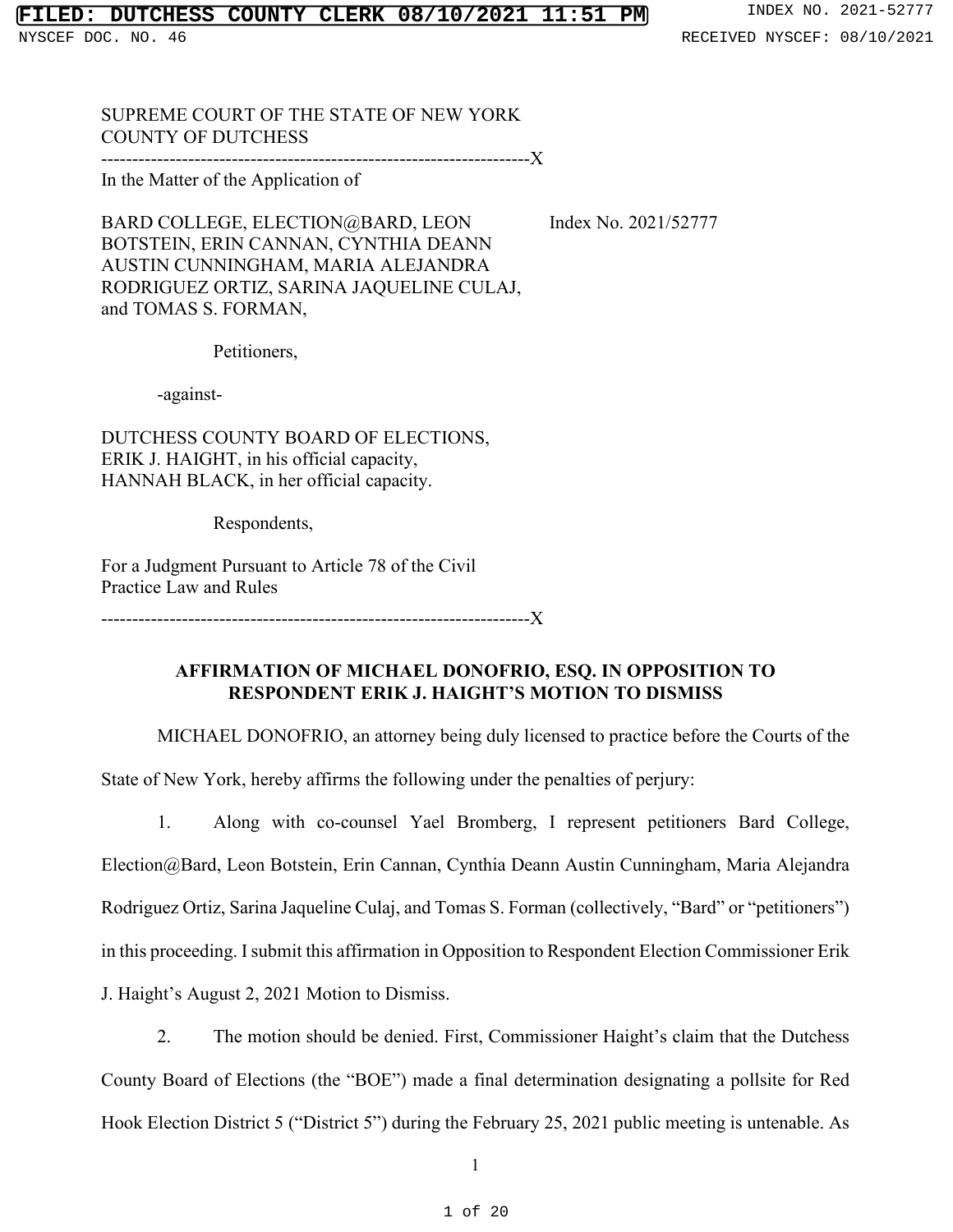SUPREME COURT OF THE STATE OF NEW YORK
COUNTY OF DUTCHESS

---

In the Matter of the Application of

BARD COLLEGE, ELECTION@BARD, LEON BOTSTEIN, ERIN CANNAN, CYNTHIA DEANN AUSTIN CUNNINGHAM, MARIA ALEJANDRA RODRIGUEZ ORTIZ, SARINA JAQUELINE CULAJ, and TOMAS S. FORMAN,

Index No. 2021/52777

Petitioners,

-against-

DUTCHESS COUNTY BOARD OF ELECTIONS, ERIK J. HAIGHT, in his official capacity, HANNAH BLACK, in her official capacity.

Respondents,

For a Judgment Pursuant to Article 78 of the Civil Practice Law and Rules

---

**AFFIRMATION OF MICHAEL DONOFRIO, ESQ. IN OPPOSITION TO RESPONDENT ERIK J. HAIGHT'S MOTION TO DISMISS**

MICHAEL DONOFRIO, an attorney being duly licensed to practice before the Courts of the State of New York, hereby affirms the following under the penalties of perjury:

1. Along with co-counsel Yael Bromberg, I represent petitioners Bard College, Election@Bard, Leon Botstein, Erin Cannan, Cynthia Deann Austin Cunningham, Maria Alejandra Rodriguez Ortiz, Sarina Jaqueline Culaj, and Tomas S. Forman (collectively, "Bard" or "petitioners") in this proceeding. I submit this affirmation in Opposition to Respondent Election Commissioner Erik J. Haight's August 2, 2021 Motion to Dismiss.

2. The motion should be denied. First, Commissioner Haight's claim that the Dutchess County Board of Elections (the "BOE") made a final determination designating a pollsite for Red Hook Election District 5 ("District 5") during the February 25, 2021 public meeting is untenable. As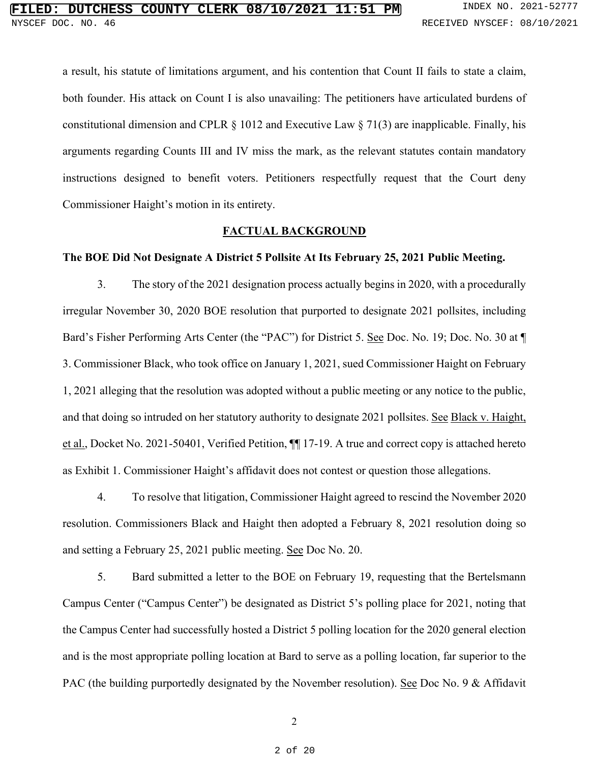a result, his statute of limitations argument, and his contention that Count II fails to state a claim, both founder. His attack on Count I is also unavailing: The petitioners have articulated burdens of constitutional dimension and CPLR § 1012 and Executive Law § 71(3) are inapplicable. Finally, his arguments regarding Counts III and IV miss the mark, as the relevant statutes contain mandatory instructions designed to benefit voters. Petitioners respectfully request that the Court deny Commissioner Haight's motion in its entirety.

## FACTUAL BACKGROUND

**The BOE Did Not Designate A District 5 Pollsite At Its February 25, 2021 Public Meeting.**

3. The story of the 2021 designation process actually begins in 2020, with a procedurally irregular November 30, 2020 BOE resolution that purported to designate 2021 pollsites, including Bard's Fisher Performing Arts Center (the "PAC") for District 5. See Doc. No. 19; Doc. No. 30 at ¶ 3. Commissioner Black, who took office on January 1, 2021, sued Commissioner Haight on February 1, 2021 alleging that the resolution was adopted without a public meeting or any notice to the public, and that doing so intruded on her statutory authority to designate 2021 pollsites. See Black v. Haight, et al., Docket No. 2021-50401, Verified Petition, ¶¶ 17-19. A true and correct copy is attached hereto as Exhibit 1. Commissioner Haight's affidavit does not contest or question those allegations.

4. To resolve that litigation, Commissioner Haight agreed to rescind the November 2020 resolution. Commissioners Black and Haight then adopted a February 8, 2021 resolution doing so and setting a February 25, 2021 public meeting. See Doc No. 20.

5. Bard submitted a letter to the BOE on February 19, requesting that the Bertelsmann Campus Center ("Campus Center") be designated as District 5's polling place for 2021, noting that the Campus Center had successfully hosted a District 5 polling location for the 2020 general election and is the most appropriate polling location at Bard to serve as a polling location, far superior to the PAC (the building purportedly designated by the November resolution). See Doc No. 9 & Affidavit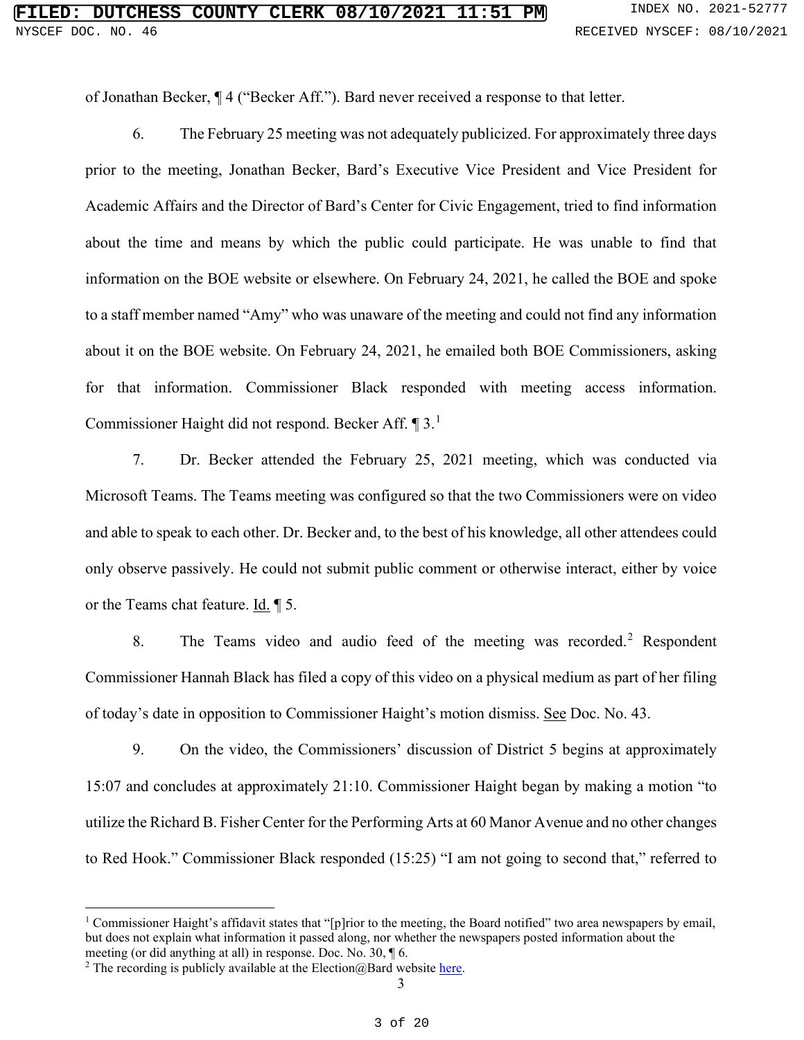of Jonathan Becker, ¶ 4 ("Becker Aff."). Bard never received a response to that letter.

6. The February 25 meeting was not adequately publicized. For approximately three days prior to the meeting, Jonathan Becker, Bard's Executive Vice President and Vice President for Academic Affairs and the Director of Bard's Center for Civic Engagement, tried to find information about the time and means by which the public could participate. He was unable to find that information on the BOE website or elsewhere. On February 24, 2021, he called the BOE and spoke to a staff member named "Amy" who was unaware of the meeting and could not find any information about it on the BOE website. On February 24, 2021, he emailed both BOE Commissioners, asking for that information. Commissioner Black responded with meeting access information. Commissioner Haight did not respond. Becker Aff. ¶ 3.[1]

7. Dr. Becker attended the February 25, 2021 meeting, which was conducted via Microsoft Teams. The Teams meeting was configured so that the two Commissioners were on video and able to speak to each other. Dr. Becker and, to the best of his knowledge, all other attendees could only observe passively. He could not submit public comment or otherwise interact, either by voice or the Teams chat feature. Id. ¶ 5.

8. The Teams video and audio feed of the meeting was recorded.[2] Respondent Commissioner Hannah Black has filed a copy of this video on a physical medium as part of her filing of today's date in opposition to Commissioner Haight's motion dismiss. See Doc. No. 43.

9. On the video, the Commissioners' discussion of District 5 begins at approximately 15:07 and concludes at approximately 21:10. Commissioner Haight began by making a motion "to utilize the Richard B. Fisher Center for the Performing Arts at 60 Manor Avenue and no other changes to Red Hook." Commissioner Black responded (15:25) "I am not going to second that," referred to

---

[1] Commissioner Haight's affidavit states that "[p]rior to the meeting, the Board notified" two area newspapers by email, but does not explain what information it passed along, nor whether the newspapers posted information about the meeting (or did anything at all) in response. Doc. No. 30, ¶ 6.

[2] The recording is publicly available at the Election@Bard website here.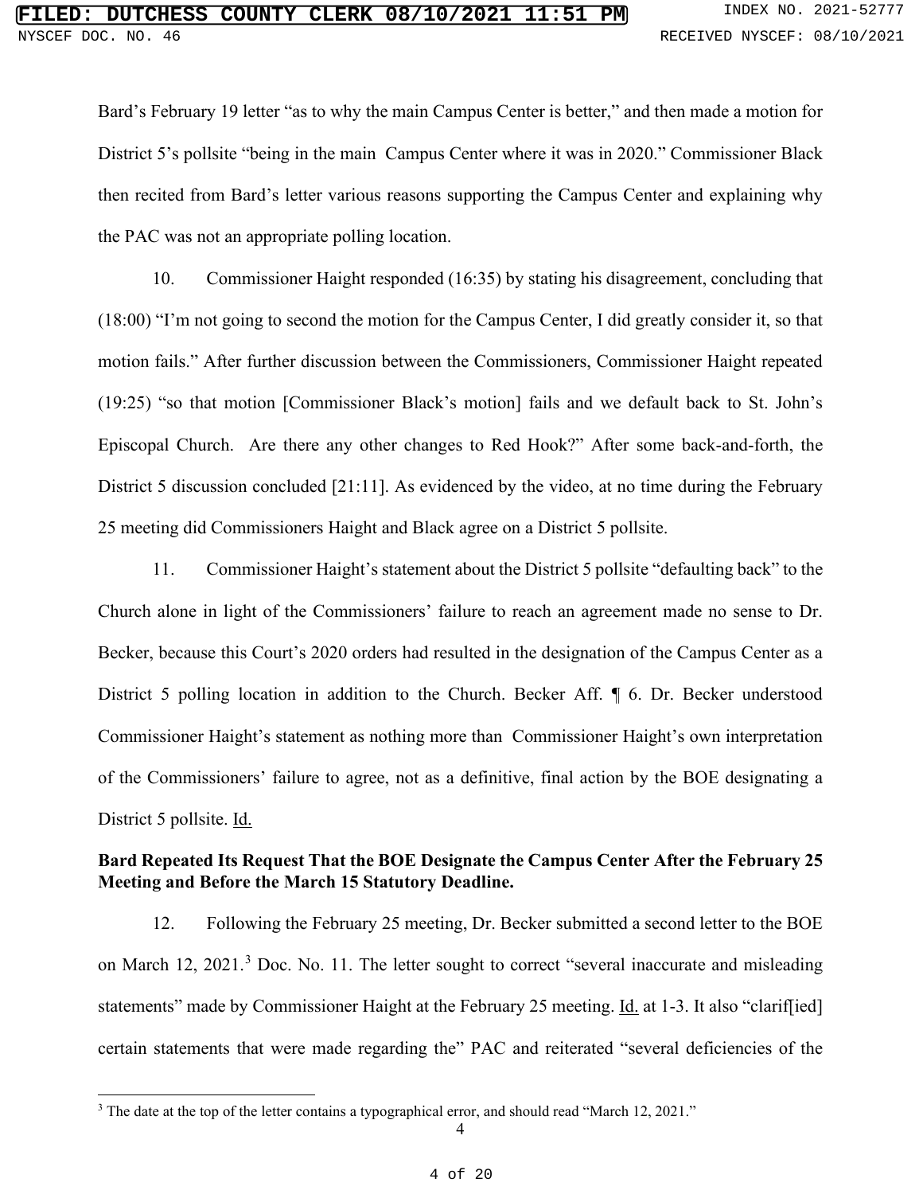Bard's February 19 letter "as to why the main Campus Center is better," and then made a motion for District 5's pollsite "being in the main Campus Center where it was in 2020." Commissioner Black then recited from Bard's letter various reasons supporting the Campus Center and explaining why the PAC was not an appropriate polling location.

10. Commissioner Haight responded (16:35) by stating his disagreement, concluding that (18:00) "I'm not going to second the motion for the Campus Center, I did greatly consider it, so that motion fails." After further discussion between the Commissioners, Commissioner Haight repeated (19:25) "so that motion [Commissioner Black's motion] fails and we default back to St. John's Episcopal Church. Are there any other changes to Red Hook?" After some back-and-forth, the District 5 discussion concluded [21:11]. As evidenced by the video, at no time during the February 25 meeting did Commissioners Haight and Black agree on a District 5 pollsite.

11. Commissioner Haight's statement about the District 5 pollsite "defaulting back" to the Church alone in light of the Commissioners' failure to reach an agreement made no sense to Dr. Becker, because this Court's 2020 orders had resulted in the designation of the Campus Center as a District 5 polling location in addition to the Church. Becker Aff. ¶ 6. Dr. Becker understood Commissioner Haight's statement as nothing more than Commissioner Haight's own interpretation of the Commissioners' failure to agree, not as a definitive, final action by the BOE designating a District 5 pollsite. Id.

**Bard Repeated Its Request That the BOE Designate the Campus Center After the February 25 Meeting and Before the March 15 Statutory Deadline.**

12. Following the February 25 meeting, Dr. Becker submitted a second letter to the BOE on March 12, 2021.[3] Doc. No. 11. The letter sought to correct "several inaccurate and misleading statements" made by Commissioner Haight at the February 25 meeting. Id. at 1-3. It also "clarif[ied] certain statements that were made regarding the" PAC and reiterated "several deficiencies of the

[3] The date at the top of the letter contains a typographical error, and should read "March 12, 2021."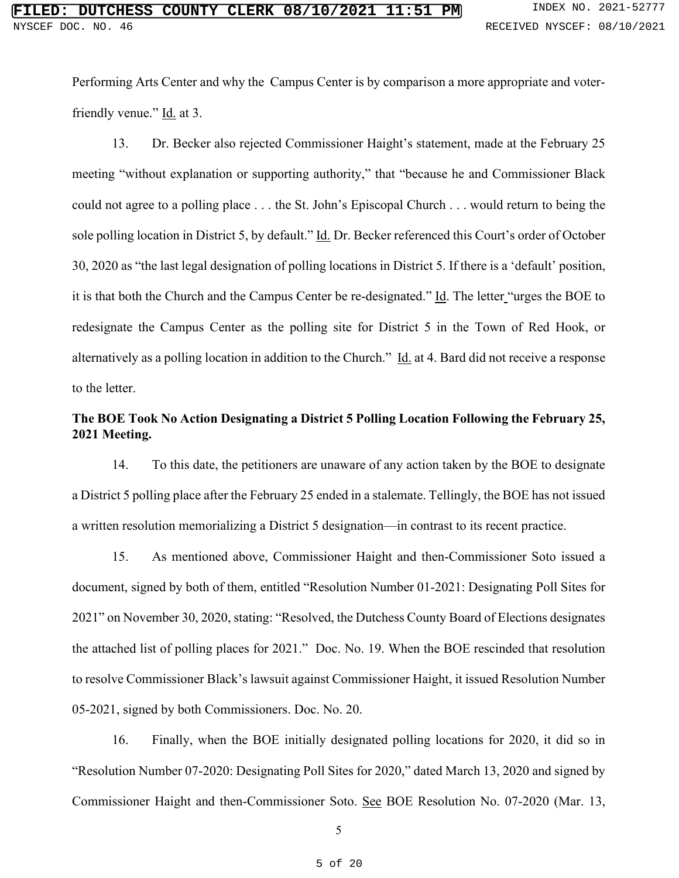Performing Arts Center and why the Campus Center is by comparison a more appropriate and voter-friendly venue." Id. at 3.

13. Dr. Becker also rejected Commissioner Haight's statement, made at the February 25 meeting "without explanation or supporting authority," that "because he and Commissioner Black could not agree to a polling place . . . the St. John's Episcopal Church . . . would return to being the sole polling location in District 5, by default." Id. Dr. Becker referenced this Court's order of October 30, 2020 as "the last legal designation of polling locations in District 5. If there is a 'default' position, it is that both the Church and the Campus Center be re-designated." Id. The letter "urges the BOE to redesignate the Campus Center as the polling site for District 5 in the Town of Red Hook, or alternatively as a polling location in addition to the Church." Id. at 4. Bard did not receive a response to the letter.

**The BOE Took No Action Designating a District 5 Polling Location Following the February 25, 2021 Meeting.**

14. To this date, the petitioners are unaware of any action taken by the BOE to designate a District 5 polling place after the February 25 ended in a stalemate. Tellingly, the BOE has not issued a written resolution memorializing a District 5 designation—in contrast to its recent practice.

15. As mentioned above, Commissioner Haight and then-Commissioner Soto issued a document, signed by both of them, entitled "Resolution Number 01-2021: Designating Poll Sites for 2021" on November 30, 2020, stating: "Resolved, the Dutchess County Board of Elections designates the attached list of polling places for 2021." Doc. No. 19. When the BOE rescinded that resolution to resolve Commissioner Black's lawsuit against Commissioner Haight, it issued Resolution Number 05-2021, signed by both Commissioners. Doc. No. 20.

16. Finally, when the BOE initially designated polling locations for 2020, it did so in "Resolution Number 07-2020: Designating Poll Sites for 2020," dated March 13, 2020 and signed by Commissioner Haight and then-Commissioner Soto. See BOE Resolution No. 07-2020 (Mar. 13,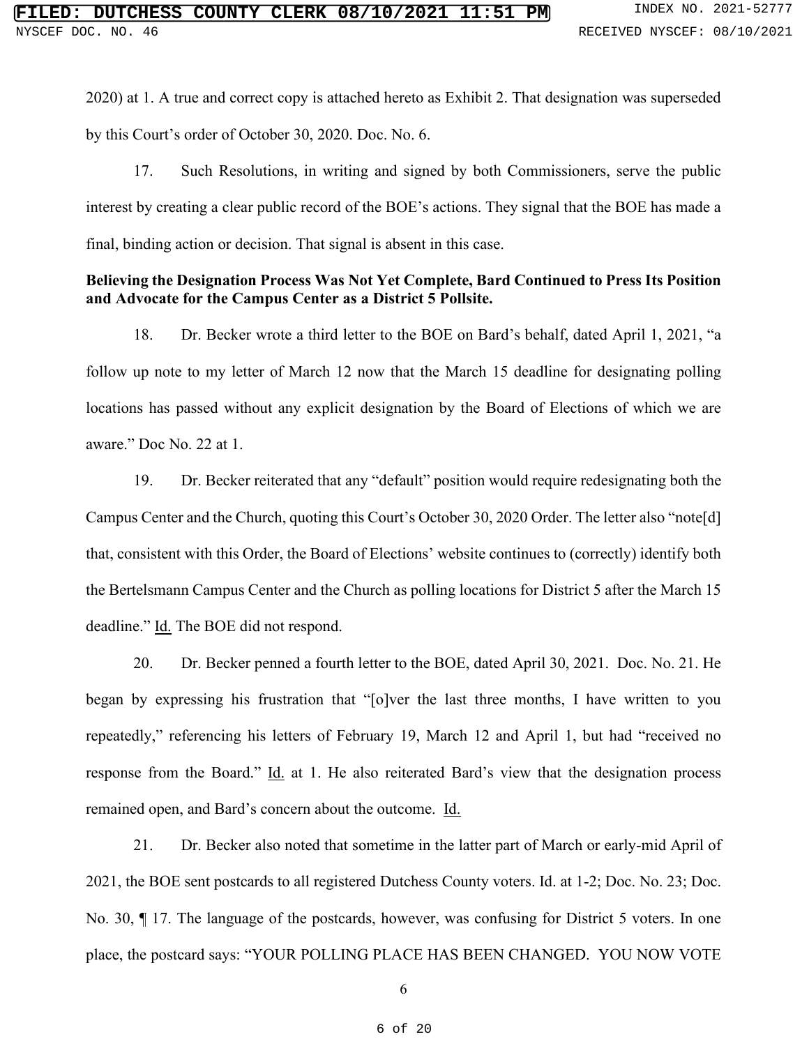2020) at 1. A true and correct copy is attached hereto as Exhibit 2. That designation was superseded by this Court's order of October 30, 2020. Doc. No. 6.

17. Such Resolutions, in writing and signed by both Commissioners, serve the public interest by creating a clear public record of the BOE's actions. They signal that the BOE has made a final, binding action or decision. That signal is absent in this case.

**Believing the Designation Process Was Not Yet Complete, Bard Continued to Press Its Position and Advocate for the Campus Center as a District 5 Pollsite.**

18. Dr. Becker wrote a third letter to the BOE on Bard's behalf, dated April 1, 2021, "a follow up note to my letter of March 12 now that the March 15 deadline for designating polling locations has passed without any explicit designation by the Board of Elections of which we are aware." Doc No. 22 at 1.

19. Dr. Becker reiterated that any "default" position would require redesignating both the Campus Center and the Church, quoting this Court's October 30, 2020 Order. The letter also "note[d] that, consistent with this Order, the Board of Elections' website continues to (correctly) identify both the Bertelsmann Campus Center and the Church as polling locations for District 5 after the March 15 deadline." Id. The BOE did not respond.

20. Dr. Becker penned a fourth letter to the BOE, dated April 30, 2021. Doc. No. 21. He began by expressing his frustration that "[o]ver the last three months, I have written to you repeatedly," referencing his letters of February 19, March 12 and April 1, but had "received no response from the Board." Id. at 1. He also reiterated Bard's view that the designation process remained open, and Bard's concern about the outcome. Id.

21. Dr. Becker also noted that sometime in the latter part of March or early-mid April of 2021, the BOE sent postcards to all registered Dutchess County voters. Id. at 1-2; Doc. No. 23; Doc. No. 30, ¶ 17. The language of the postcards, however, was confusing for District 5 voters. In one place, the postcard says: "YOUR POLLING PLACE HAS BEEN CHANGED. YOU NOW VOTE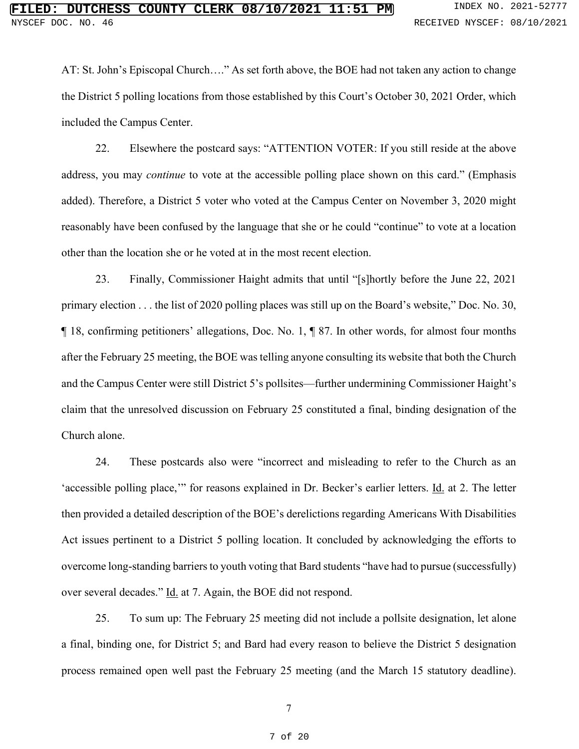AT: St. John's Episcopal Church…." As set forth above, the BOE had not taken any action to change the District 5 polling locations from those established by this Court's October 30, 2021 Order, which included the Campus Center.

22. Elsewhere the postcard says: "ATTENTION VOTER: If you still reside at the above address, you may *continue* to vote at the accessible polling place shown on this card." (Emphasis added). Therefore, a District 5 voter who voted at the Campus Center on November 3, 2020 might reasonably have been confused by the language that she or he could "continue" to vote at a location other than the location she or he voted at in the most recent election.

23. Finally, Commissioner Haight admits that until "[s]hortly before the June 22, 2021 primary election . . . the list of 2020 polling places was still up on the Board's website," Doc. No. 30, ¶ 18, confirming petitioners' allegations, Doc. No. 1, ¶ 87. In other words, for almost four months after the February 25 meeting, the BOE was telling anyone consulting its website that both the Church and the Campus Center were still District 5's pollsites—further undermining Commissioner Haight's claim that the unresolved discussion on February 25 constituted a final, binding designation of the Church alone.

24. These postcards also were "incorrect and misleading to refer to the Church as an 'accessible polling place,'" for reasons explained in Dr. Becker's earlier letters. Id. at 2. The letter then provided a detailed description of the BOE's derelictions regarding Americans With Disabilities Act issues pertinent to a District 5 polling location. It concluded by acknowledging the efforts to overcome long-standing barriers to youth voting that Bard students "have had to pursue (successfully) over several decades." Id. at 7. Again, the BOE did not respond.

25. To sum up: The February 25 meeting did not include a pollsite designation, let alone a final, binding one, for District 5; and Bard had every reason to believe the District 5 designation process remained open well past the February 25 meeting (and the March 15 statutory deadline).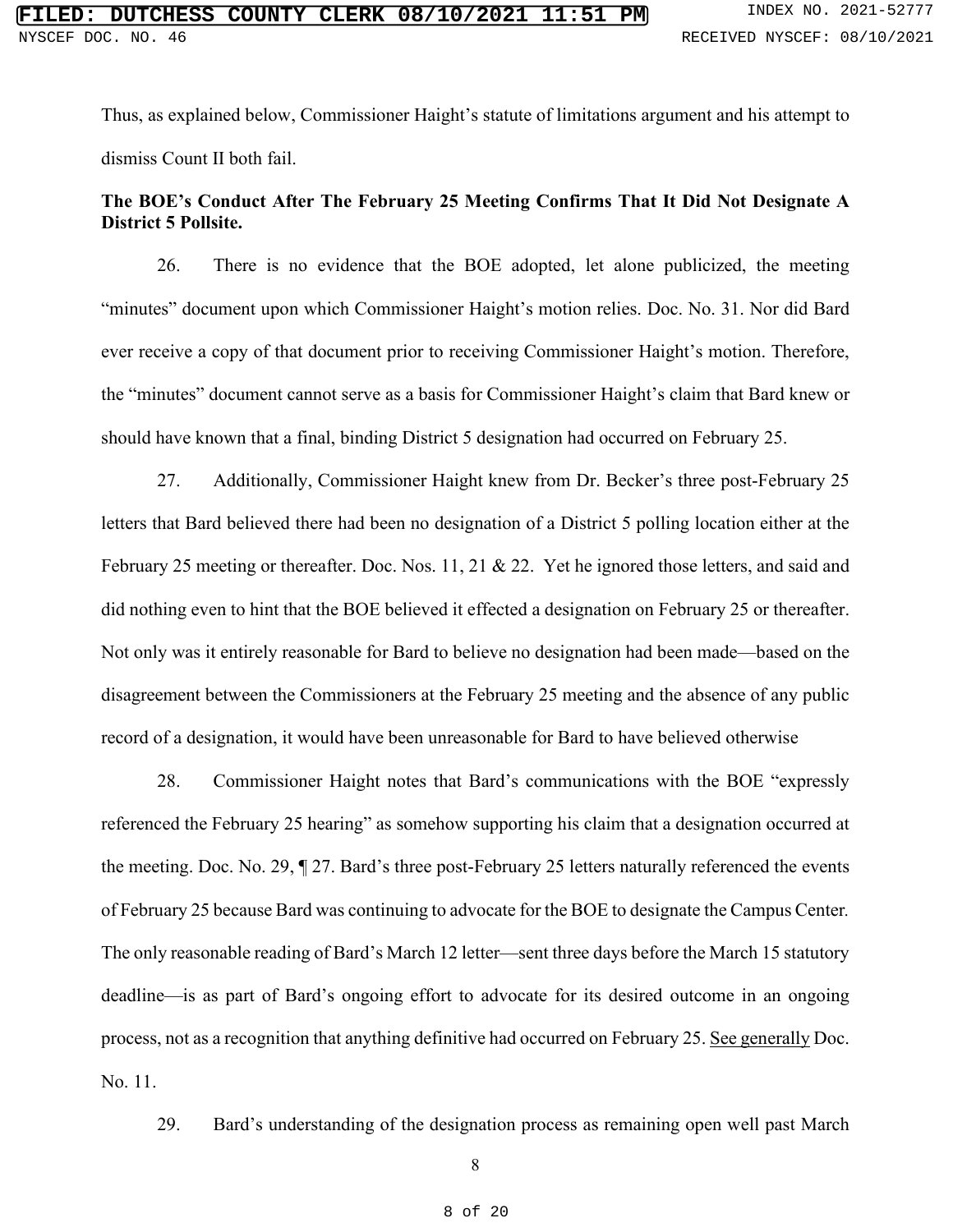Thus, as explained below, Commissioner Haight's statute of limitations argument and his attempt to dismiss Count II both fail.

**The BOE's Conduct After The February 25 Meeting Confirms That It Did Not Designate A District 5 Pollsite.**

26. There is no evidence that the BOE adopted, let alone publicized, the meeting "minutes" document upon which Commissioner Haight's motion relies. Doc. No. 31. Nor did Bard ever receive a copy of that document prior to receiving Commissioner Haight's motion. Therefore, the "minutes" document cannot serve as a basis for Commissioner Haight's claim that Bard knew or should have known that a final, binding District 5 designation had occurred on February 25.

27. Additionally, Commissioner Haight knew from Dr. Becker's three post-February 25 letters that Bard believed there had been no designation of a District 5 polling location either at the February 25 meeting or thereafter. Doc. Nos. 11, 21 & 22. Yet he ignored those letters, and said and did nothing even to hint that the BOE believed it effected a designation on February 25 or thereafter. Not only was it entirely reasonable for Bard to believe no designation had been made—based on the disagreement between the Commissioners at the February 25 meeting and the absence of any public record of a designation, it would have been unreasonable for Bard to have believed otherwise

28. Commissioner Haight notes that Bard's communications with the BOE "expressly referenced the February 25 hearing" as somehow supporting his claim that a designation occurred at the meeting. Doc. No. 29, ¶ 27. Bard's three post-February 25 letters naturally referenced the events of February 25 because Bard was continuing to advocate for the BOE to designate the Campus Center. The only reasonable reading of Bard's March 12 letter—sent three days before the March 15 statutory deadline—is as part of Bard's ongoing effort to advocate for its desired outcome in an ongoing process, not as a recognition that anything definitive had occurred on February 25. See generally Doc. No. 11.

29. Bard's understanding of the designation process as remaining open well past March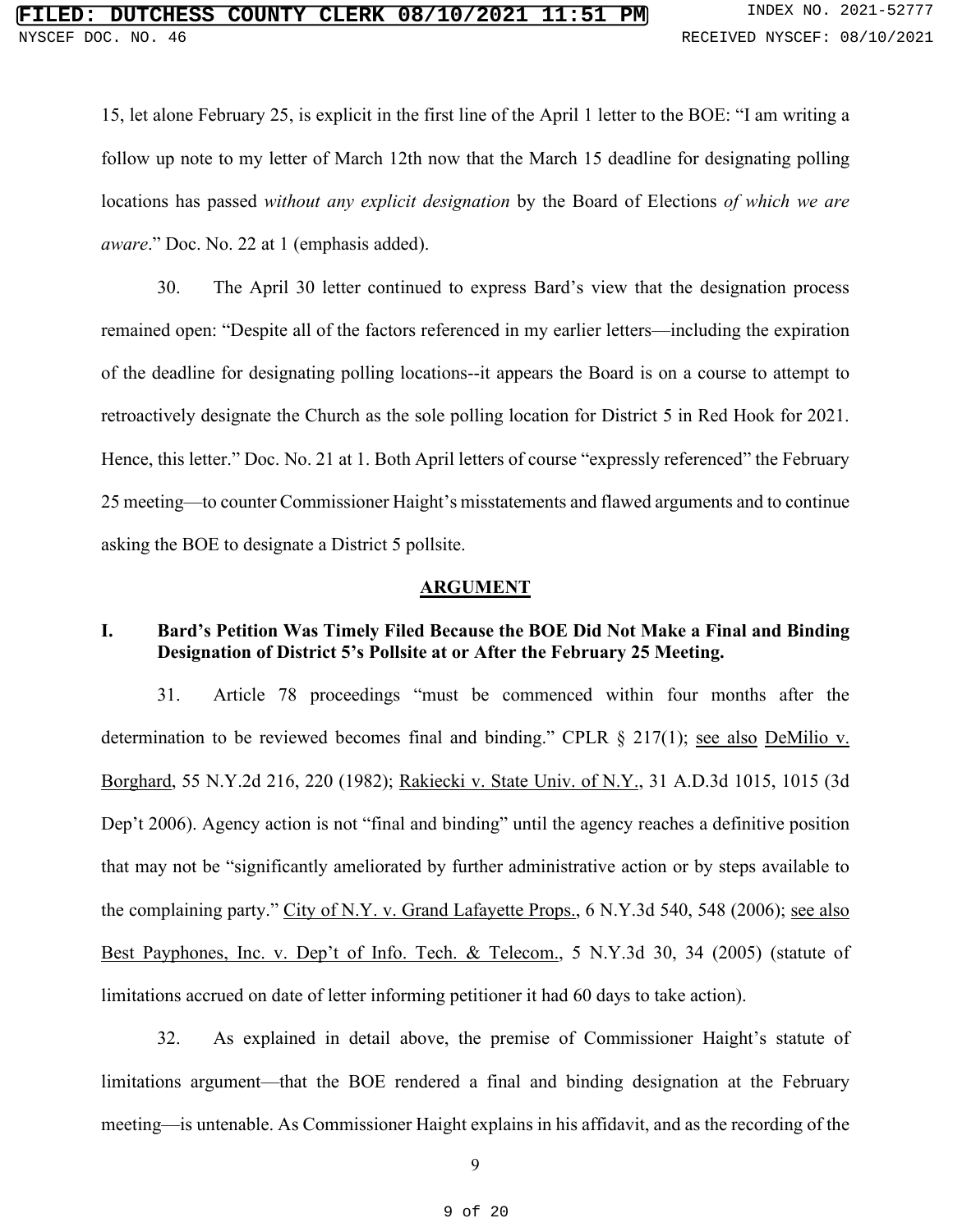15, let alone February 25, is explicit in the first line of the April 1 letter to the BOE: "I am writing a follow up note to my letter of March 12th now that the March 15 deadline for designating polling locations has passed *without any explicit designation* by the Board of Elections *of which we are aware*." Doc. No. 22 at 1 (emphasis added).

30. The April 30 letter continued to express Bard's view that the designation process remained open: "Despite all of the factors referenced in my earlier letters—including the expiration of the deadline for designating polling locations--it appears the Board is on a course to attempt to retroactively designate the Church as the sole polling location for District 5 in Red Hook for 2021. Hence, this letter." Doc. No. 21 at 1. Both April letters of course "expressly referenced" the February 25 meeting—to counter Commissioner Haight's misstatements and flawed arguments and to continue asking the BOE to designate a District 5 pollsite.

## ARGUMENT

### I. Bard's Petition Was Timely Filed Because the BOE Did Not Make a Final and Binding Designation of District 5's Pollsite at or After the February 25 Meeting.

31. Article 78 proceedings "must be commenced within four months after the determination to be reviewed becomes final and binding." CPLR § 217(1); see also DeMilio v. Borghard, 55 N.Y.2d 216, 220 (1982); Rakiecki v. State Univ. of N.Y., 31 A.D.3d 1015, 1015 (3d Dep't 2006). Agency action is not "final and binding" until the agency reaches a definitive position that may not be "significantly ameliorated by further administrative action or by steps available to the complaining party." City of N.Y. v. Grand Lafayette Props., 6 N.Y.3d 540, 548 (2006); see also Best Payphones, Inc. v. Dep't of Info. Tech. & Telecom., 5 N.Y.3d 30, 34 (2005) (statute of limitations accrued on date of letter informing petitioner it had 60 days to take action).

32. As explained in detail above, the premise of Commissioner Haight's statute of limitations argument—that the BOE rendered a final and binding designation at the February meeting—is untenable. As Commissioner Haight explains in his affidavit, and as the recording of the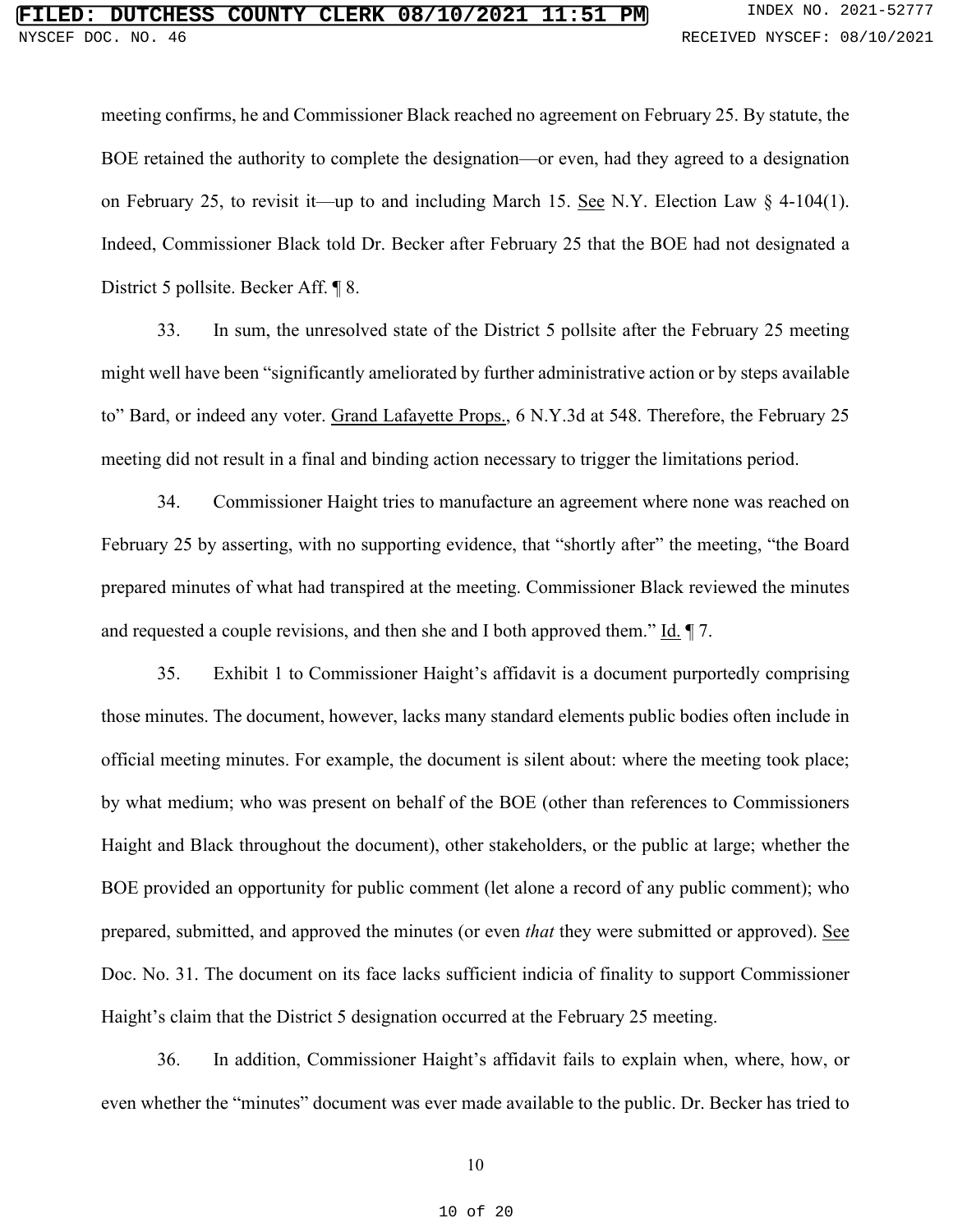meeting confirms, he and Commissioner Black reached no agreement on February 25. By statute, the BOE retained the authority to complete the designation—or even, had they agreed to a designation on February 25, to revisit it—up to and including March 15. See N.Y. Election Law § 4-104(1). Indeed, Commissioner Black told Dr. Becker after February 25 that the BOE had not designated a District 5 pollsite. Becker Aff. ¶ 8.

33. In sum, the unresolved state of the District 5 pollsite after the February 25 meeting might well have been "significantly ameliorated by further administrative action or by steps available to" Bard, or indeed any voter. Grand Lafayette Props., 6 N.Y.3d at 548. Therefore, the February 25 meeting did not result in a final and binding action necessary to trigger the limitations period.

34. Commissioner Haight tries to manufacture an agreement where none was reached on February 25 by asserting, with no supporting evidence, that "shortly after" the meeting, "the Board prepared minutes of what had transpired at the meeting. Commissioner Black reviewed the minutes and requested a couple revisions, and then she and I both approved them." Id. ¶ 7.

35. Exhibit 1 to Commissioner Haight's affidavit is a document purportedly comprising those minutes. The document, however, lacks many standard elements public bodies often include in official meeting minutes. For example, the document is silent about: where the meeting took place; by what medium; who was present on behalf of the BOE (other than references to Commissioners Haight and Black throughout the document), other stakeholders, or the public at large; whether the BOE provided an opportunity for public comment (let alone a record of any public comment); who prepared, submitted, and approved the minutes (or even *that* they were submitted or approved). See Doc. No. 31. The document on its face lacks sufficient indicia of finality to support Commissioner Haight's claim that the District 5 designation occurred at the February 25 meeting.

36. In addition, Commissioner Haight's affidavit fails to explain when, where, how, or even whether the "minutes" document was ever made available to the public. Dr. Becker has tried to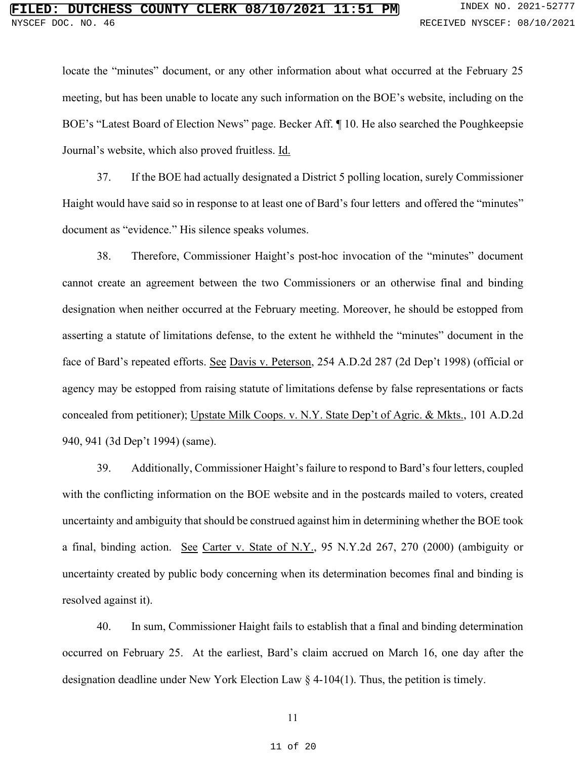locate the "minutes" document, or any other information about what occurred at the February 25 meeting, but has been unable to locate any such information on the BOE's website, including on the BOE's "Latest Board of Election News" page. Becker Aff. ¶ 10. He also searched the Poughkeepsie Journal's website, which also proved fruitless. Id.

37. If the BOE had actually designated a District 5 polling location, surely Commissioner Haight would have said so in response to at least one of Bard's four letters and offered the "minutes" document as "evidence." His silence speaks volumes.

38. Therefore, Commissioner Haight's post-hoc invocation of the "minutes" document cannot create an agreement between the two Commissioners or an otherwise final and binding designation when neither occurred at the February meeting. Moreover, he should be estopped from asserting a statute of limitations defense, to the extent he withheld the "minutes" document in the face of Bard's repeated efforts. See Davis v. Peterson, 254 A.D.2d 287 (2d Dep't 1998) (official or agency may be estopped from raising statute of limitations defense by false representations or facts concealed from petitioner); Upstate Milk Coops. v. N.Y. State Dep't of Agric. & Mkts., 101 A.D.2d 940, 941 (3d Dep't 1994) (same).

39. Additionally, Commissioner Haight's failure to respond to Bard's four letters, coupled with the conflicting information on the BOE website and in the postcards mailed to voters, created uncertainty and ambiguity that should be construed against him in determining whether the BOE took a final, binding action. See Carter v. State of N.Y., 95 N.Y.2d 267, 270 (2000) (ambiguity or uncertainty created by public body concerning when its determination becomes final and binding is resolved against it).

40. In sum, Commissioner Haight fails to establish that a final and binding determination occurred on February 25. At the earliest, Bard's claim accrued on March 16, one day after the designation deadline under New York Election Law § 4-104(1). Thus, the petition is timely.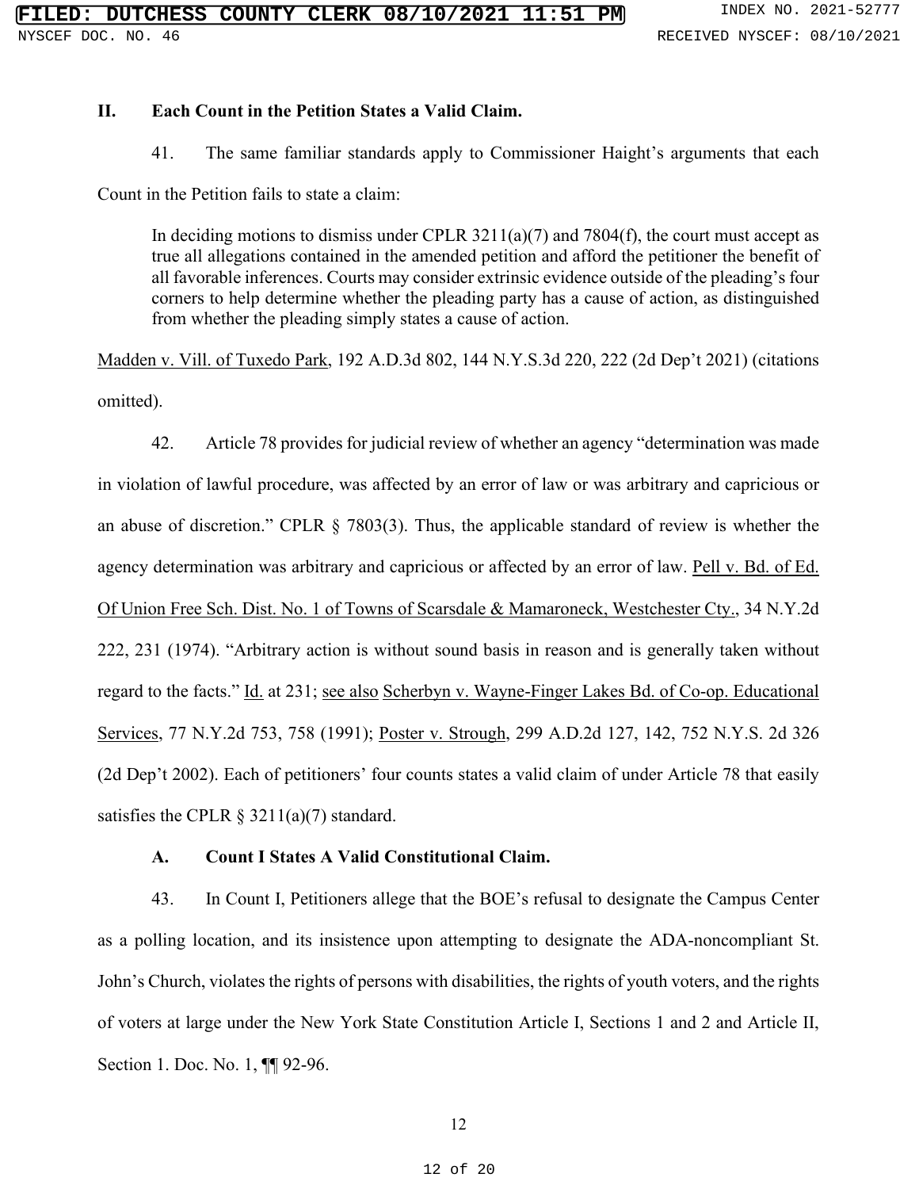## II. Each Count in the Petition States a Valid Claim.

41. The same familiar standards apply to Commissioner Haight's arguments that each Count in the Petition fails to state a claim:

> In deciding motions to dismiss under CPLR 3211(a)(7) and 7804(f), the court must accept as true all allegations contained in the amended petition and afford the petitioner the benefit of all favorable inferences. Courts may consider extrinsic evidence outside of the pleading's four corners to help determine whether the pleading party has a cause of action, as distinguished from whether the pleading simply states a cause of action.

Madden v. Vill. of Tuxedo Park, 192 A.D.3d 802, 144 N.Y.S.3d 220, 222 (2d Dep't 2021) (citations omitted).

42. Article 78 provides for judicial review of whether an agency "determination was made in violation of lawful procedure, was affected by an error of law or was arbitrary and capricious or an abuse of discretion." CPLR § 7803(3). Thus, the applicable standard of review is whether the agency determination was arbitrary and capricious or affected by an error of law. Pell v. Bd. of Ed. Of Union Free Sch. Dist. No. 1 of Towns of Scarsdale & Mamaroneck, Westchester Cty., 34 N.Y.2d 222, 231 (1974). "Arbitrary action is without sound basis in reason and is generally taken without regard to the facts." Id. at 231; see also Scherbyn v. Wayne-Finger Lakes Bd. of Co-op. Educational Services, 77 N.Y.2d 753, 758 (1991); Poster v. Strough, 299 A.D.2d 127, 142, 752 N.Y.S. 2d 326 (2d Dep't 2002). Each of petitioners' four counts states a valid claim of under Article 78 that easily satisfies the CPLR § 3211(a)(7) standard.

### A. Count I States A Valid Constitutional Claim.

43. In Count I, Petitioners allege that the BOE's refusal to designate the Campus Center as a polling location, and its insistence upon attempting to designate the ADA-noncompliant St. John's Church, violates the rights of persons with disabilities, the rights of youth voters, and the rights of voters at large under the New York State Constitution Article I, Sections 1 and 2 and Article II, Section 1. Doc. No. 1, ¶¶ 92-96.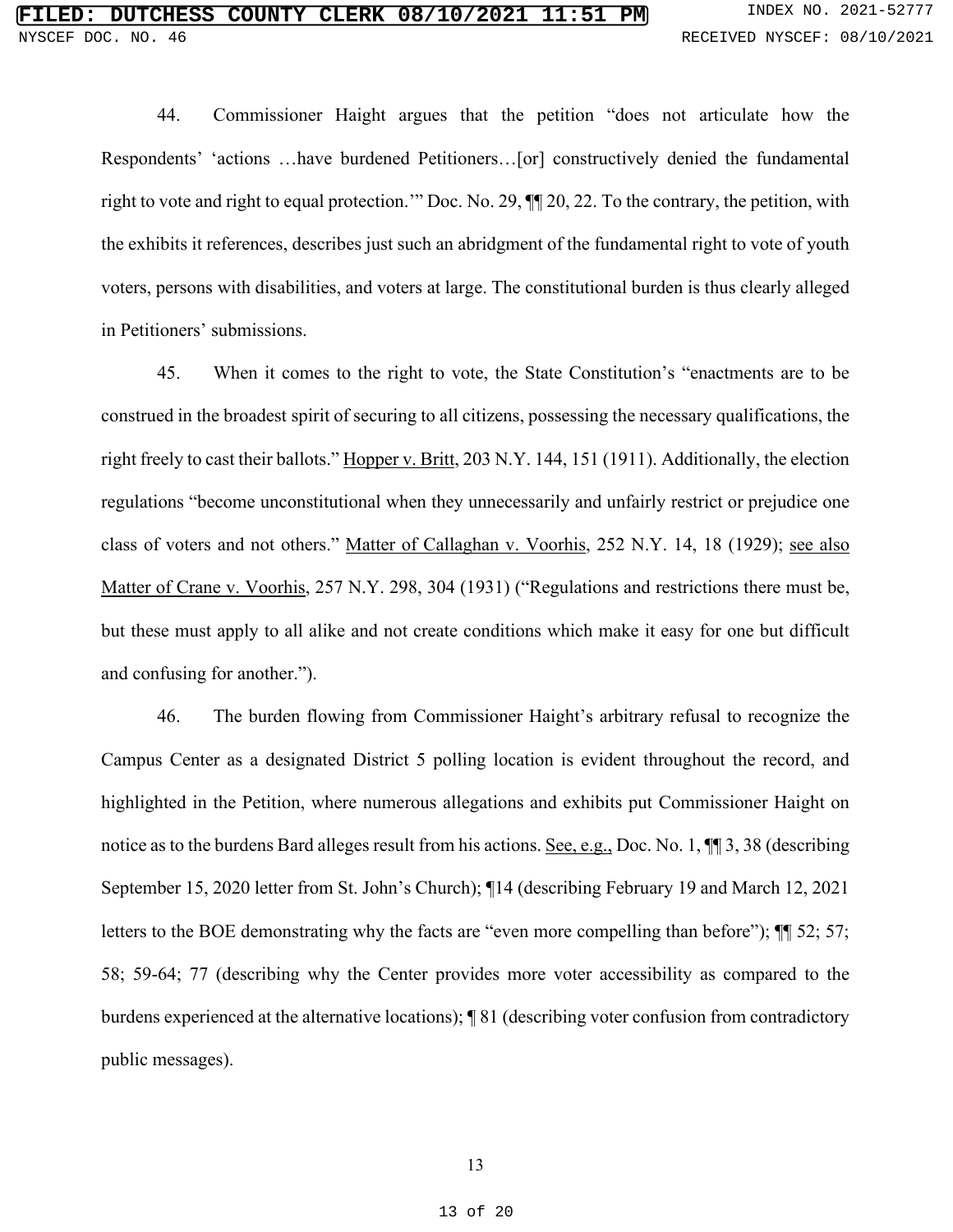44. Commissioner Haight argues that the petition "does not articulate how the Respondents' 'actions …have burdened Petitioners…[or] constructively denied the fundamental right to vote and right to equal protection.'" Doc. No. 29, ¶¶ 20, 22. To the contrary, the petition, with the exhibits it references, describes just such an abridgment of the fundamental right to vote of youth voters, persons with disabilities, and voters at large. The constitutional burden is thus clearly alleged in Petitioners' submissions.

45. When it comes to the right to vote, the State Constitution's "enactments are to be construed in the broadest spirit of securing to all citizens, possessing the necessary qualifications, the right freely to cast their ballots." Hopper v. Britt, 203 N.Y. 144, 151 (1911). Additionally, the election regulations "become unconstitutional when they unnecessarily and unfairly restrict or prejudice one class of voters and not others." Matter of Callaghan v. Voorhis, 252 N.Y. 14, 18 (1929); see also Matter of Crane v. Voorhis, 257 N.Y. 298, 304 (1931) ("Regulations and restrictions there must be, but these must apply to all alike and not create conditions which make it easy for one but difficult and confusing for another.").

46. The burden flowing from Commissioner Haight's arbitrary refusal to recognize the Campus Center as a designated District 5 polling location is evident throughout the record, and highlighted in the Petition, where numerous allegations and exhibits put Commissioner Haight on notice as to the burdens Bard alleges result from his actions. See, e.g., Doc. No. 1, ¶¶ 3, 38 (describing September 15, 2020 letter from St. John's Church); ¶14 (describing February 19 and March 12, 2021 letters to the BOE demonstrating why the facts are "even more compelling than before"); ¶¶ 52; 57; 58; 59-64; 77 (describing why the Center provides more voter accessibility as compared to the burdens experienced at the alternative locations); ¶ 81 (describing voter confusion from contradictory public messages).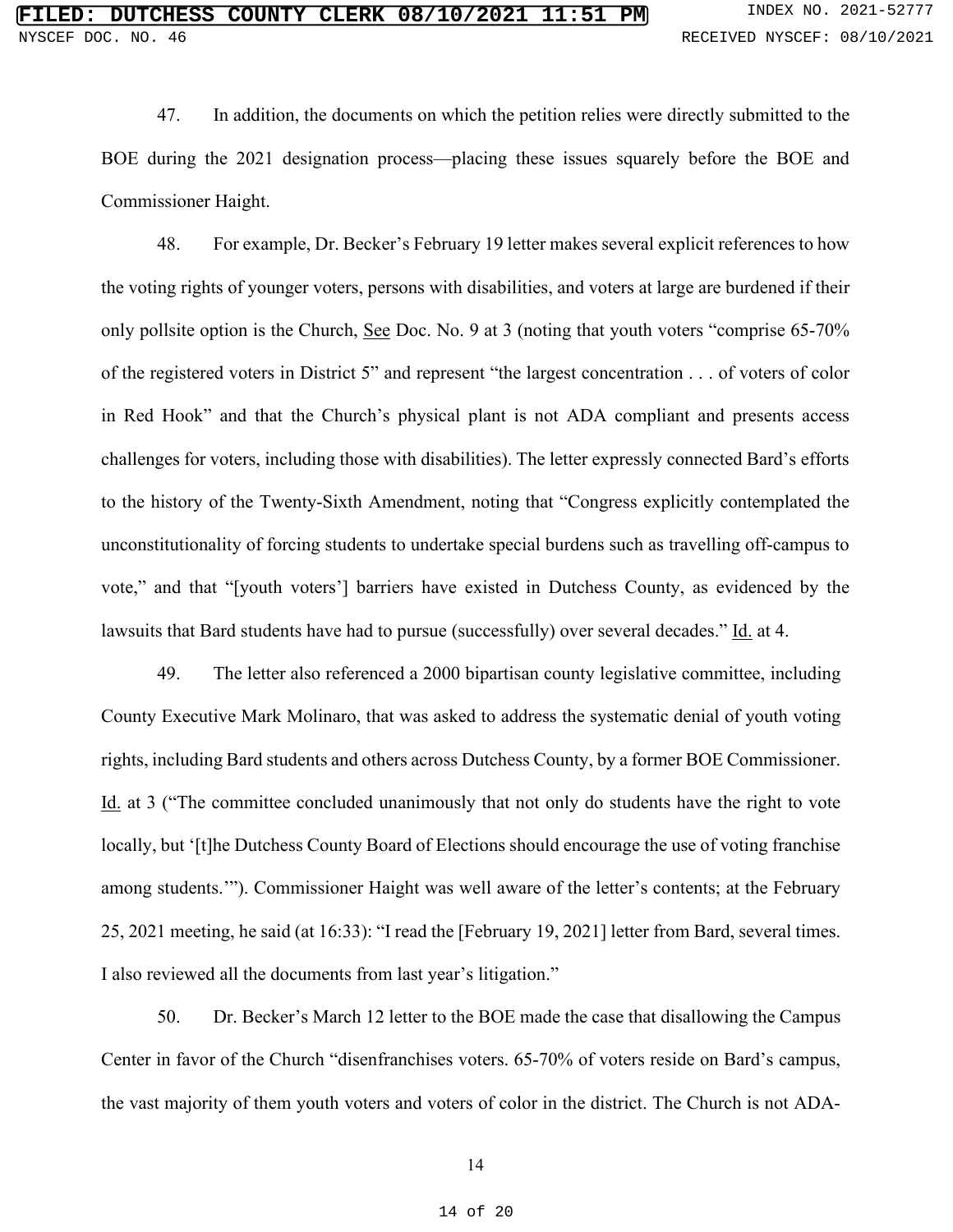47. In addition, the documents on which the petition relies were directly submitted to the BOE during the 2021 designation process—placing these issues squarely before the BOE and Commissioner Haight.

48. For example, Dr. Becker's February 19 letter makes several explicit references to how the voting rights of younger voters, persons with disabilities, and voters at large are burdened if their only pollsite option is the Church, See Doc. No. 9 at 3 (noting that youth voters "comprise 65-70% of the registered voters in District 5" and represent "the largest concentration . . . of voters of color in Red Hook" and that the Church's physical plant is not ADA compliant and presents access challenges for voters, including those with disabilities). The letter expressly connected Bard's efforts to the history of the Twenty-Sixth Amendment, noting that "Congress explicitly contemplated the unconstitutionality of forcing students to undertake special burdens such as travelling off-campus to vote," and that "[youth voters'] barriers have existed in Dutchess County, as evidenced by the lawsuits that Bard students have had to pursue (successfully) over several decades." Id. at 4.

49. The letter also referenced a 2000 bipartisan county legislative committee, including County Executive Mark Molinaro, that was asked to address the systematic denial of youth voting rights, including Bard students and others across Dutchess County, by a former BOE Commissioner. Id. at 3 ("The committee concluded unanimously that not only do students have the right to vote locally, but '[t]he Dutchess County Board of Elections should encourage the use of voting franchise among students.'"). Commissioner Haight was well aware of the letter's contents; at the February 25, 2021 meeting, he said (at 16:33): "I read the [February 19, 2021] letter from Bard, several times. I also reviewed all the documents from last year's litigation."

50. Dr. Becker's March 12 letter to the BOE made the case that disallowing the Campus Center in favor of the Church "disenfranchises voters. 65-70% of voters reside on Bard's campus, the vast majority of them youth voters and voters of color in the district. The Church is not ADA-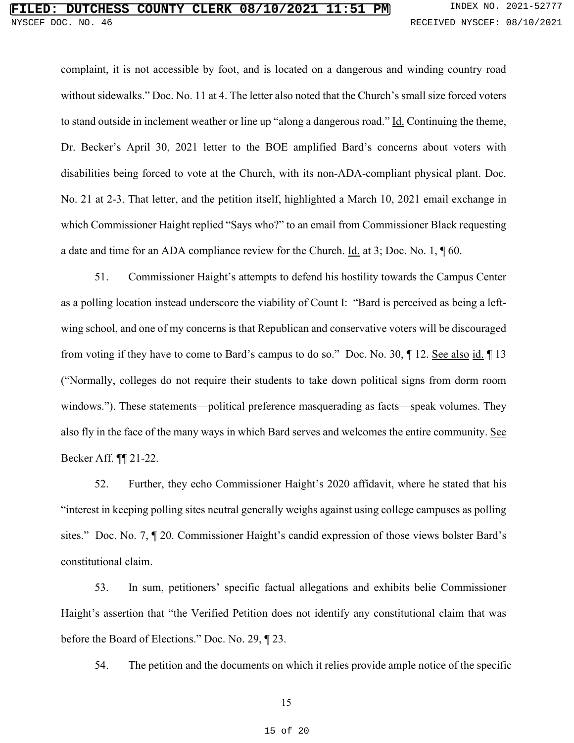complaint, it is not accessible by foot, and is located on a dangerous and winding country road without sidewalks." Doc. No. 11 at 4. The letter also noted that the Church's small size forced voters to stand outside in inclement weather or line up "along a dangerous road." Id. Continuing the theme, Dr. Becker's April 30, 2021 letter to the BOE amplified Bard's concerns about voters with disabilities being forced to vote at the Church, with its non-ADA-compliant physical plant. Doc. No. 21 at 2-3. That letter, and the petition itself, highlighted a March 10, 2021 email exchange in which Commissioner Haight replied "Says who?" to an email from Commissioner Black requesting a date and time for an ADA compliance review for the Church. Id. at 3; Doc. No. 1, ¶ 60.

51. Commissioner Haight's attempts to defend his hostility towards the Campus Center as a polling location instead underscore the viability of Count I: "Bard is perceived as being a left-wing school, and one of my concerns is that Republican and conservative voters will be discouraged from voting if they have to come to Bard's campus to do so." Doc. No. 30, ¶ 12. See also id. ¶ 13 ("Normally, colleges do not require their students to take down political signs from dorm room windows."). These statements—political preference masquerading as facts—speak volumes. They also fly in the face of the many ways in which Bard serves and welcomes the entire community. See Becker Aff. ¶¶ 21-22.

52. Further, they echo Commissioner Haight's 2020 affidavit, where he stated that his "interest in keeping polling sites neutral generally weighs against using college campuses as polling sites." Doc. No. 7, ¶ 20. Commissioner Haight's candid expression of those views bolster Bard's constitutional claim.

53. In sum, petitioners' specific factual allegations and exhibits belie Commissioner Haight's assertion that "the Verified Petition does not identify any constitutional claim that was before the Board of Elections." Doc. No. 29, ¶ 23.

54. The petition and the documents on which it relies provide ample notice of the specific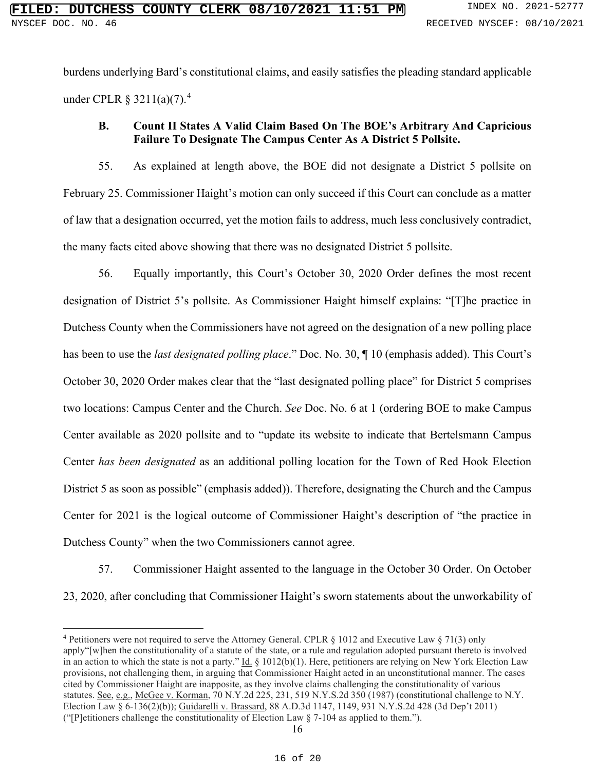burdens underlying Bard's constitutional claims, and easily satisfies the pleading standard applicable under CPLR § 3211(a)(7).[4]

### B. Count II States A Valid Claim Based On The BOE's Arbitrary And Capricious Failure To Designate The Campus Center As A District 5 Pollsite.

55. As explained at length above, the BOE did not designate a District 5 pollsite on February 25. Commissioner Haight's motion can only succeed if this Court can conclude as a matter of law that a designation occurred, yet the motion fails to address, much less conclusively contradict, the many facts cited above showing that there was no designated District 5 pollsite.

56. Equally importantly, this Court's October 30, 2020 Order defines the most recent designation of District 5's pollsite. As Commissioner Haight himself explains: "[T]he practice in Dutchess County when the Commissioners have not agreed on the designation of a new polling place has been to use the *last designated polling place*." Doc. No. 30, ¶ 10 (emphasis added). This Court's October 30, 2020 Order makes clear that the "last designated polling place" for District 5 comprises two locations: Campus Center and the Church. *See* Doc. No. 6 at 1 (ordering BOE to make Campus Center available as 2020 pollsite and to "update its website to indicate that Bertelsmann Campus Center *has been designated* as an additional polling location for the Town of Red Hook Election District 5 as soon as possible" (emphasis added)). Therefore, designating the Church and the Campus Center for 2021 is the logical outcome of Commissioner Haight's description of "the practice in Dutchess County" when the two Commissioners cannot agree.

57. Commissioner Haight assented to the language in the October 30 Order. On October 23, 2020, after concluding that Commissioner Haight's sworn statements about the unworkability of

---

[4] Petitioners were not required to serve the Attorney General. CPLR § 1012 and Executive Law § 71(3) only apply"[w]hen the constitutionality of a statute of the state, or a rule and regulation adopted pursuant thereto is involved in an action to which the state is not a party." Id. § 1012(b)(1). Here, petitioners are relying on New York Election Law provisions, not challenging them, in arguing that Commissioner Haight acted in an unconstitutional manner. The cases cited by Commissioner Haight are inapposite, as they involve claims challenging the constitutionality of various statutes. See, e.g., McGee v. Korman, 70 N.Y.2d 225, 231, 519 N.Y.S.2d 350 (1987) (constitutional challenge to N.Y. Election Law § 6-136(2)(b)); Guidarelli v. Brassard, 88 A.D.3d 1147, 1149, 931 N.Y.S.2d 428 (3d Dep't 2011) ("[P]etitioners challenge the constitutionality of Election Law § 7-104 as applied to them.").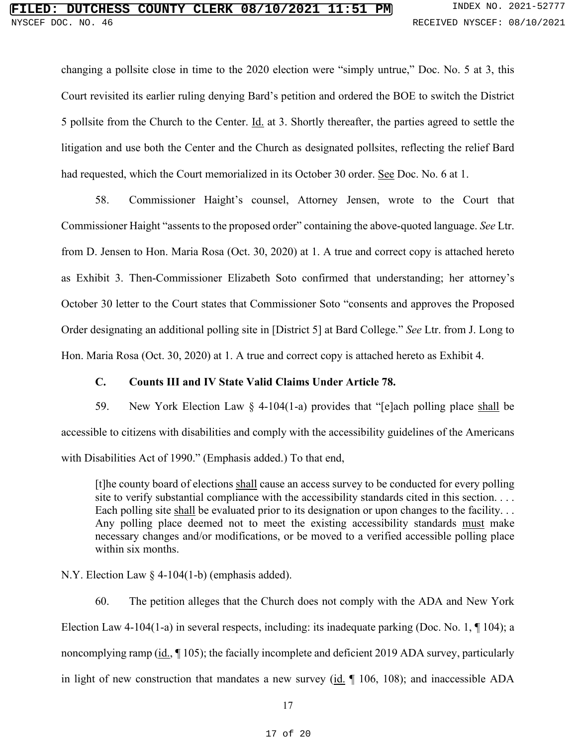changing a pollsite close in time to the 2020 election were "simply untrue," Doc. No. 5 at 3, this Court revisited its earlier ruling denying Bard's petition and ordered the BOE to switch the District 5 pollsite from the Church to the Center. Id. at 3. Shortly thereafter, the parties agreed to settle the litigation and use both the Center and the Church as designated pollsites, reflecting the relief Bard had requested, which the Court memorialized in its October 30 order. See Doc. No. 6 at 1.

58. Commissioner Haight's counsel, Attorney Jensen, wrote to the Court that Commissioner Haight "assents to the proposed order" containing the above-quoted language. *See* Ltr. from D. Jensen to Hon. Maria Rosa (Oct. 30, 2020) at 1. A true and correct copy is attached hereto as Exhibit 3. Then-Commissioner Elizabeth Soto confirmed that understanding; her attorney's October 30 letter to the Court states that Commissioner Soto "consents and approves the Proposed Order designating an additional polling site in [District 5] at Bard College." *See* Ltr. from J. Long to Hon. Maria Rosa (Oct. 30, 2020) at 1. A true and correct copy is attached hereto as Exhibit 4.

### C. Counts III and IV State Valid Claims Under Article 78.

59. New York Election Law § 4-104(1-a) provides that "[e]ach polling place shall be accessible to citizens with disabilities and comply with the accessibility guidelines of the Americans with Disabilities Act of 1990." (Emphasis added.) To that end,

> [t]he county board of elections shall cause an access survey to be conducted for every polling site to verify substantial compliance with the accessibility standards cited in this section. . . . Each polling site shall be evaluated prior to its designation or upon changes to the facility. . . Any polling place deemed not to meet the existing accessibility standards must make necessary changes and/or modifications, or be moved to a verified accessible polling place within six months.

N.Y. Election Law § 4-104(1-b) (emphasis added).

60. The petition alleges that the Church does not comply with the ADA and New York Election Law 4-104(1-a) in several respects, including: its inadequate parking (Doc. No. 1, ¶ 104); a noncomplying ramp (id., ¶ 105); the facially incomplete and deficient 2019 ADA survey, particularly in light of new construction that mandates a new survey (id. ¶ 106, 108); and inaccessible ADA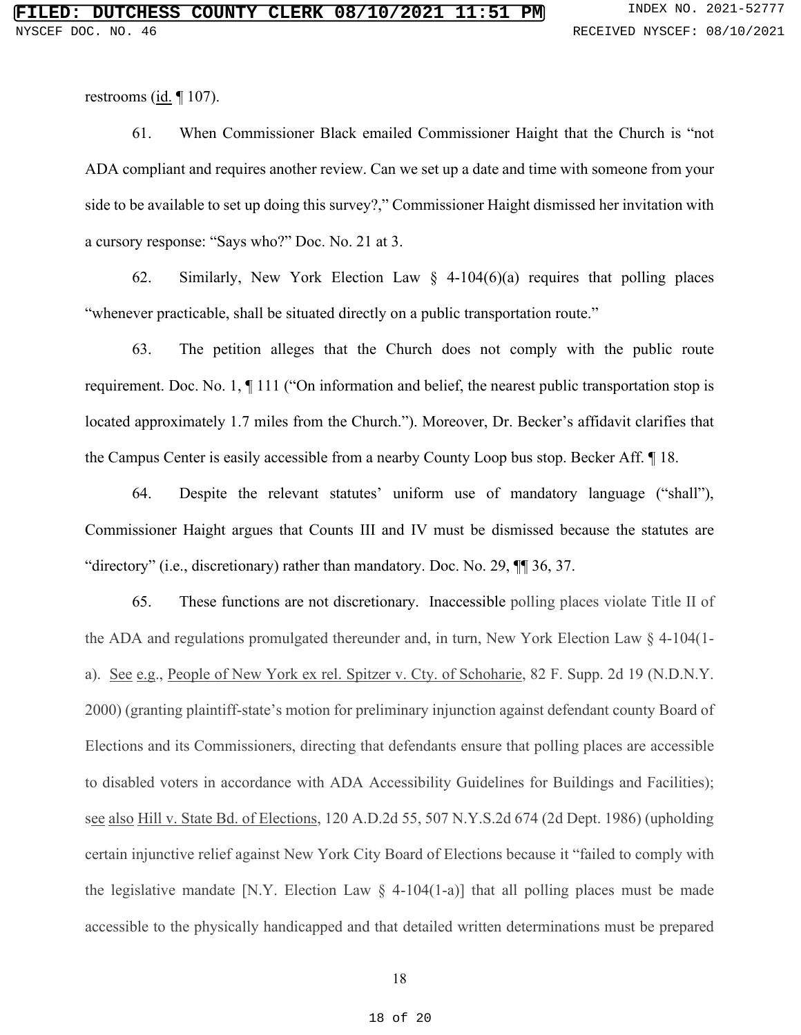restrooms (id. ¶ 107).

61. When Commissioner Black emailed Commissioner Haight that the Church is "not ADA compliant and requires another review. Can we set up a date and time with someone from your side to be available to set up doing this survey?," Commissioner Haight dismissed her invitation with a cursory response: "Says who?" Doc. No. 21 at 3.

62. Similarly, New York Election Law § 4-104(6)(a) requires that polling places "whenever practicable, shall be situated directly on a public transportation route."

63. The petition alleges that the Church does not comply with the public route requirement. Doc. No. 1, ¶ 111 ("On information and belief, the nearest public transportation stop is located approximately 1.7 miles from the Church."). Moreover, Dr. Becker's affidavit clarifies that the Campus Center is easily accessible from a nearby County Loop bus stop. Becker Aff. ¶ 18.

64. Despite the relevant statutes' uniform use of mandatory language ("shall"), Commissioner Haight argues that Counts III and IV must be dismissed because the statutes are "directory" (i.e., discretionary) rather than mandatory. Doc. No. 29, ¶¶ 36, 37.

65. These functions are not discretionary. Inaccessible polling places violate Title II of the ADA and regulations promulgated thereunder and, in turn, New York Election Law § 4-104(1-a). See e.g., People of New York ex rel. Spitzer v. Cty. of Schoharie, 82 F. Supp. 2d 19 (N.D.N.Y. 2000) (granting plaintiff-state's motion for preliminary injunction against defendant county Board of Elections and its Commissioners, directing that defendants ensure that polling places are accessible to disabled voters in accordance with ADA Accessibility Guidelines for Buildings and Facilities); see also Hill v. State Bd. of Elections, 120 A.D.2d 55, 507 N.Y.S.2d 674 (2d Dept. 1986) (upholding certain injunctive relief against New York City Board of Elections because it "failed to comply with the legislative mandate [N.Y. Election Law § 4-104(1-a)] that all polling places must be made accessible to the physically handicapped and that detailed written determinations must be prepared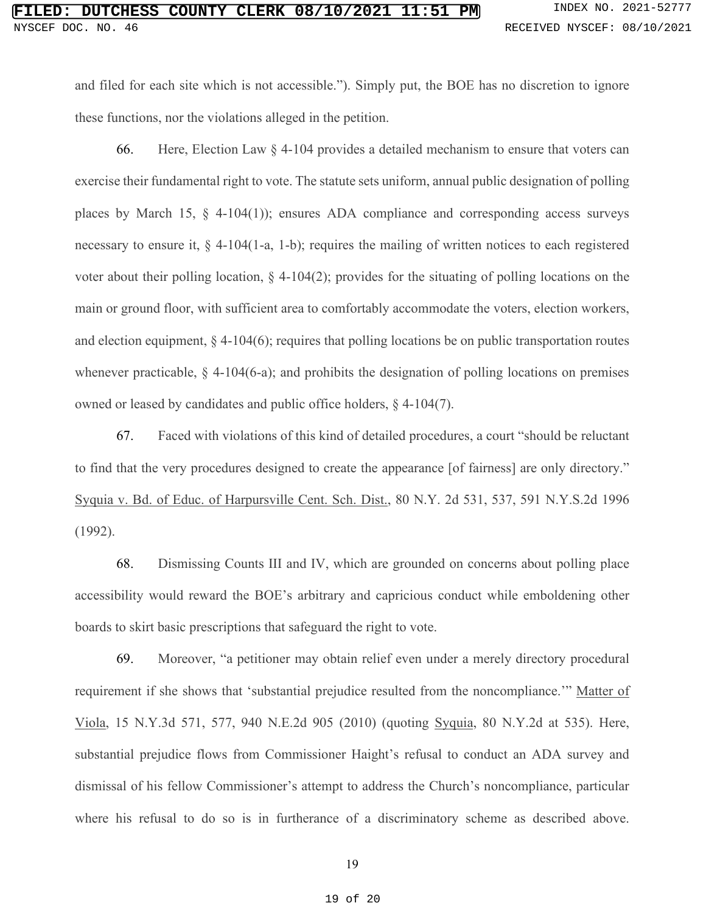and filed for each site which is not accessible."). Simply put, the BOE has no discretion to ignore these functions, nor the violations alleged in the petition.

66. Here, Election Law § 4-104 provides a detailed mechanism to ensure that voters can exercise their fundamental right to vote. The statute sets uniform, annual public designation of polling places by March 15, § 4-104(1)); ensures ADA compliance and corresponding access surveys necessary to ensure it, § 4-104(1-a, 1-b); requires the mailing of written notices to each registered voter about their polling location, § 4-104(2); provides for the situating of polling locations on the main or ground floor, with sufficient area to comfortably accommodate the voters, election workers, and election equipment, § 4-104(6); requires that polling locations be on public transportation routes whenever practicable, § 4-104(6-a); and prohibits the designation of polling locations on premises owned or leased by candidates and public office holders, § 4-104(7).

67. Faced with violations of this kind of detailed procedures, a court "should be reluctant to find that the very procedures designed to create the appearance [of fairness] are only directory." Syquia v. Bd. of Educ. of Harpursville Cent. Sch. Dist., 80 N.Y. 2d 531, 537, 591 N.Y.S.2d 1996 (1992).

68. Dismissing Counts III and IV, which are grounded on concerns about polling place accessibility would reward the BOE's arbitrary and capricious conduct while emboldening other boards to skirt basic prescriptions that safeguard the right to vote.

69. Moreover, "a petitioner may obtain relief even under a merely directory procedural requirement if she shows that 'substantial prejudice resulted from the noncompliance.'" Matter of Viola, 15 N.Y.3d 571, 577, 940 N.E.2d 905 (2010) (quoting Syquia, 80 N.Y.2d at 535). Here, substantial prejudice flows from Commissioner Haight's refusal to conduct an ADA survey and dismissal of his fellow Commissioner's attempt to address the Church's noncompliance, particular where his refusal to do so is in furtherance of a discriminatory scheme as described above.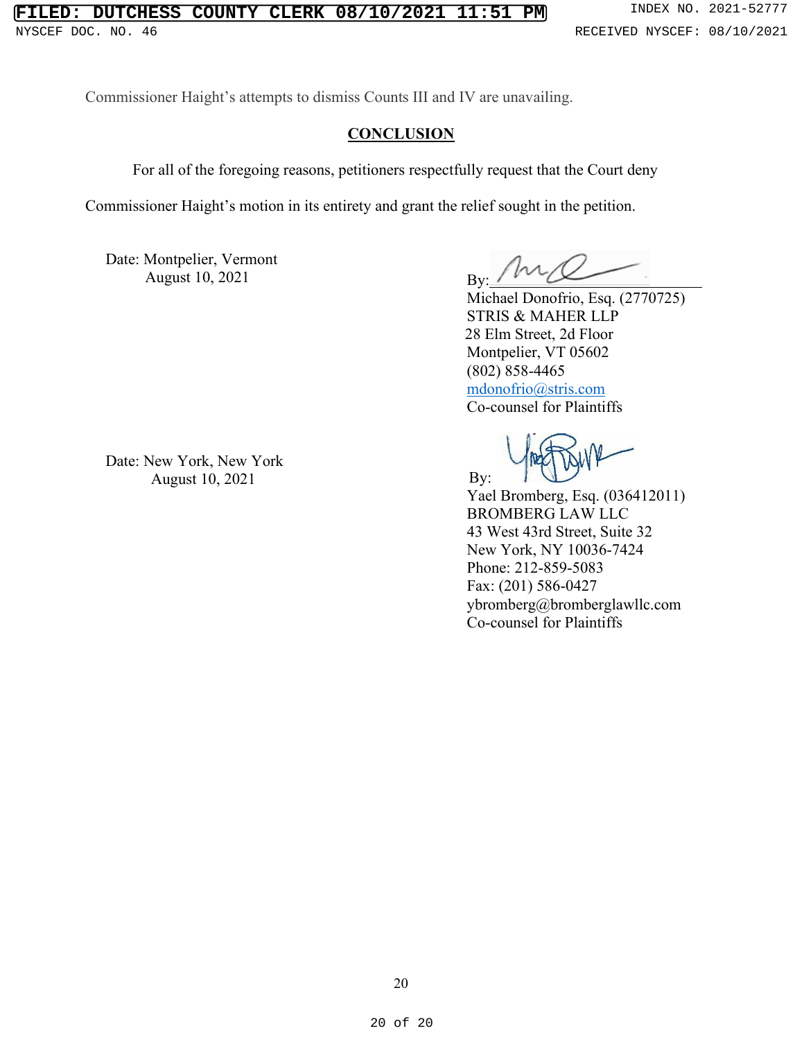Commissioner Haight's attempts to dismiss Counts III and IV are unavailing.

## CONCLUSION

For all of the foregoing reasons, petitioners respectfully request that the Court deny Commissioner Haight's motion in its entirety and grant the relief sought in the petition.

Date: Montpelier, Vermont
August 10, 2021

By: ______________________
Michael Donofrio, Esq. (2770725)
STRIS & MAHER LLP
28 Elm Street, 2d Floor
Montpelier, VT 05602
(802) 858-4465
mdonofrio@stris.com
Co-counsel for Plaintiffs

Date: New York, New York
August 10, 2021

By:
Yael Bromberg, Esq. (036412011)
BROMBERG LAW LLC
43 West 43rd Street, Suite 32
New York, NY 10036-7424
Phone: 212-859-5083
Fax: (201) 586-0427
ybromberg@bromberglawllc.com
Co-counsel for Plaintiffs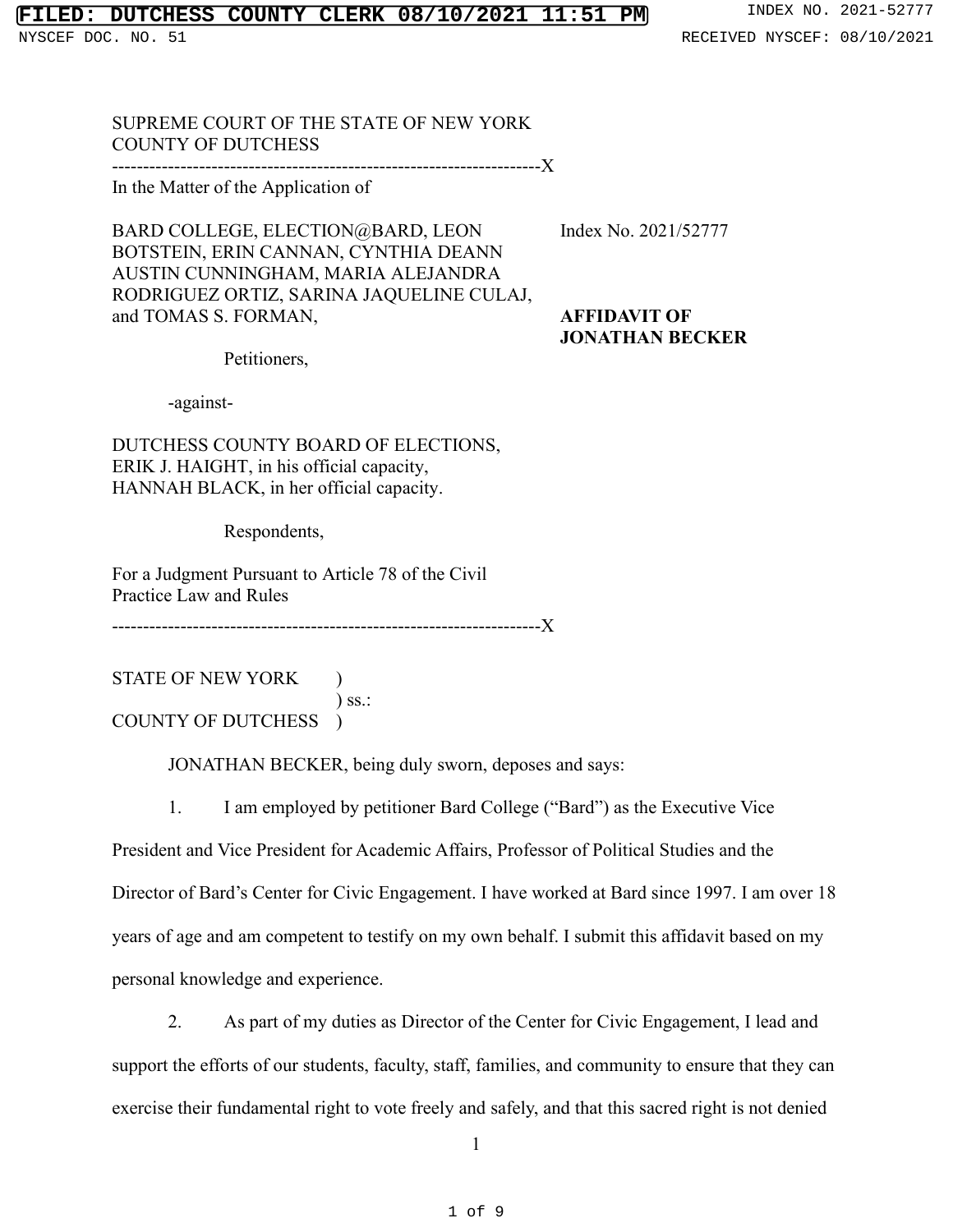SUPREME COURT OF THE STATE OF NEW YORK
COUNTY OF DUTCHESS

---

In the Matter of the Application of

BARD COLLEGE, ELECTION@BARD, LEON BOTSTEIN, ERIN CANNAN, CYNTHIA DEANN AUSTIN CUNNINGHAM, MARIA ALEJANDRA RODRIGUEZ ORTIZ, SARINA JAQUELINE CULAJ, and TOMAS S. FORMAN,

Petitioners,

-against-

DUTCHESS COUNTY BOARD OF ELECTIONS, ERIK J. HAIGHT, in his official capacity, HANNAH BLACK, in her official capacity.

Respondents,

For a Judgment Pursuant to Article 78 of the Civil Practice Law and Rules

---

Index No. 2021/52777

**AFFIDAVIT OF JONATHAN BECKER**

STATE OF NEW YORK )
) ss.:
COUNTY OF DUTCHESS )

JONATHAN BECKER, being duly sworn, deposes and says:

1. I am employed by petitioner Bard College ("Bard") as the Executive Vice President and Vice President for Academic Affairs, Professor of Political Studies and the Director of Bard's Center for Civic Engagement. I have worked at Bard since 1997. I am over 18 years of age and am competent to testify on my own behalf. I submit this affidavit based on my personal knowledge and experience.

2. As part of my duties as Director of the Center for Civic Engagement, I lead and support the efforts of our students, faculty, staff, families, and community to ensure that they can exercise their fundamental right to vote freely and safely, and that this sacred right is not denied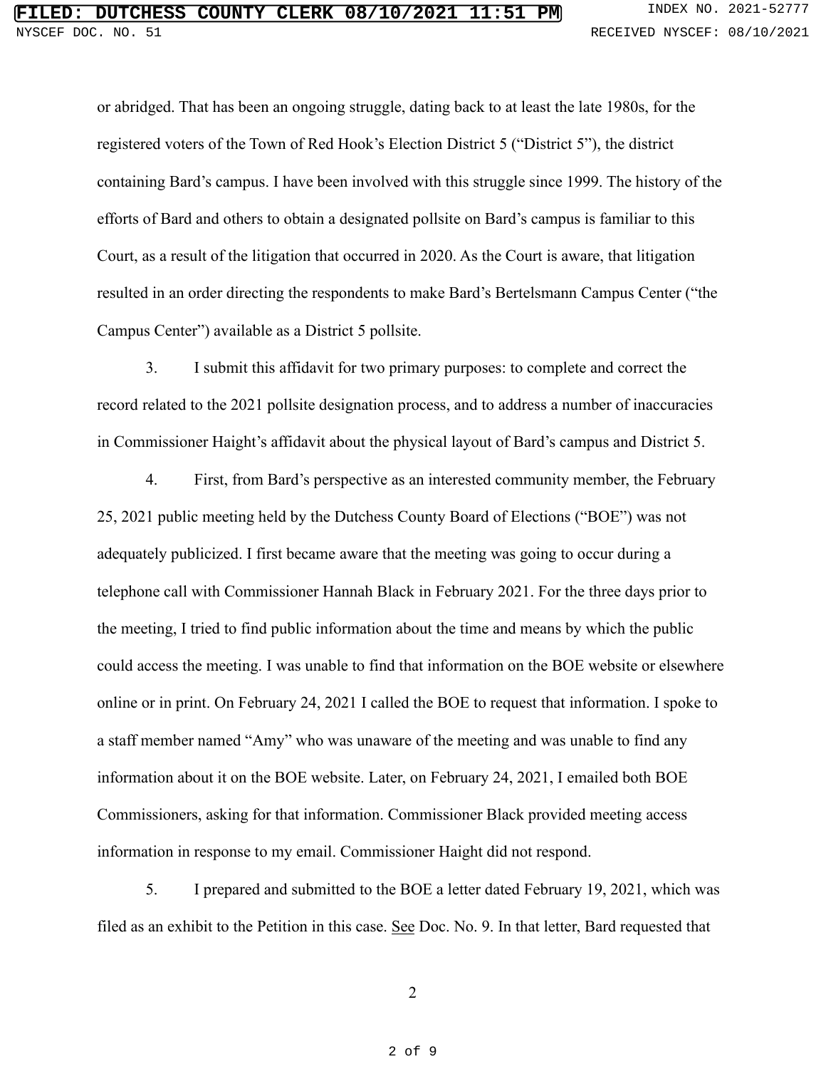or abridged. That has been an ongoing struggle, dating back to at least the late 1980s, for the registered voters of the Town of Red Hook's Election District 5 ("District 5"), the district containing Bard's campus. I have been involved with this struggle since 1999. The history of the efforts of Bard and others to obtain a designated pollsite on Bard's campus is familiar to this Court, as a result of the litigation that occurred in 2020. As the Court is aware, that litigation resulted in an order directing the respondents to make Bard's Bertelsmann Campus Center ("the Campus Center") available as a District 5 pollsite.

3. I submit this affidavit for two primary purposes: to complete and correct the record related to the 2021 pollsite designation process, and to address a number of inaccuracies in Commissioner Haight's affidavit about the physical layout of Bard's campus and District 5.

4. First, from Bard's perspective as an interested community member, the February 25, 2021 public meeting held by the Dutchess County Board of Elections ("BOE") was not adequately publicized. I first became aware that the meeting was going to occur during a telephone call with Commissioner Hannah Black in February 2021. For the three days prior to the meeting, I tried to find public information about the time and means by which the public could access the meeting. I was unable to find that information on the BOE website or elsewhere online or in print. On February 24, 2021 I called the BOE to request that information. I spoke to a staff member named "Amy" who was unaware of the meeting and was unable to find any information about it on the BOE website. Later, on February 24, 2021, I emailed both BOE Commissioners, asking for that information. Commissioner Black provided meeting access information in response to my email. Commissioner Haight did not respond.

5. I prepared and submitted to the BOE a letter dated February 19, 2021, which was filed as an exhibit to the Petition in this case. See Doc. No. 9. In that letter, Bard requested that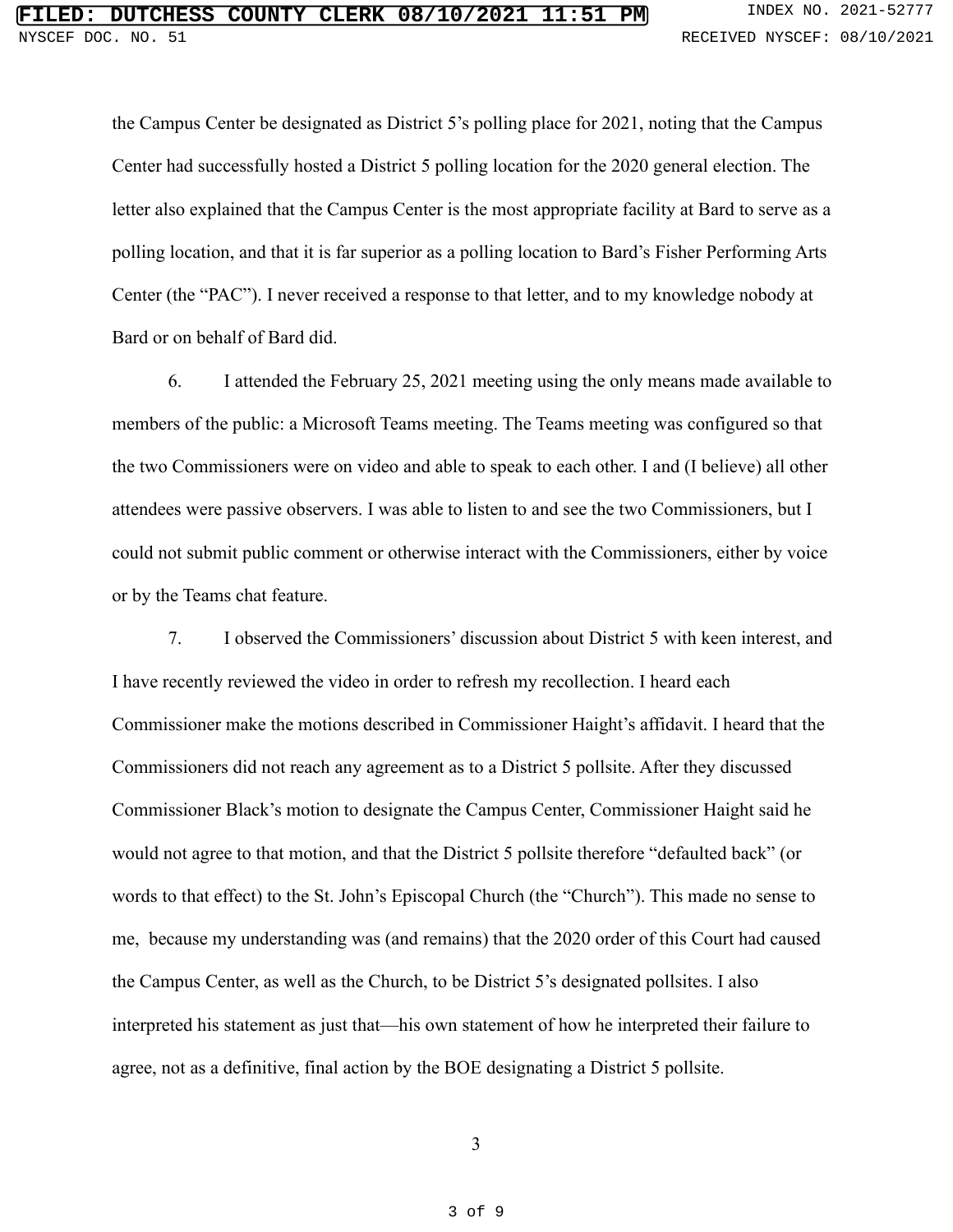the Campus Center be designated as District 5's polling place for 2021, noting that the Campus Center had successfully hosted a District 5 polling location for the 2020 general election. The letter also explained that the Campus Center is the most appropriate facility at Bard to serve as a polling location, and that it is far superior as a polling location to Bard's Fisher Performing Arts Center (the "PAC"). I never received a response to that letter, and to my knowledge nobody at Bard or on behalf of Bard did.

6. I attended the February 25, 2021 meeting using the only means made available to members of the public: a Microsoft Teams meeting. The Teams meeting was configured so that the two Commissioners were on video and able to speak to each other. I and (I believe) all other attendees were passive observers. I was able to listen to and see the two Commissioners, but I could not submit public comment or otherwise interact with the Commissioners, either by voice or by the Teams chat feature.

7. I observed the Commissioners' discussion about District 5 with keen interest, and I have recently reviewed the video in order to refresh my recollection. I heard each Commissioner make the motions described in Commissioner Haight's affidavit. I heard that the Commissioners did not reach any agreement as to a District 5 pollsite. After they discussed Commissioner Black's motion to designate the Campus Center, Commissioner Haight said he would not agree to that motion, and that the District 5 pollsite therefore "defaulted back" (or words to that effect) to the St. John's Episcopal Church (the "Church"). This made no sense to me, because my understanding was (and remains) that the 2020 order of this Court had caused the Campus Center, as well as the Church, to be District 5's designated pollsites. I also interpreted his statement as just that—his own statement of how he interpreted their failure to agree, not as a definitive, final action by the BOE designating a District 5 pollsite.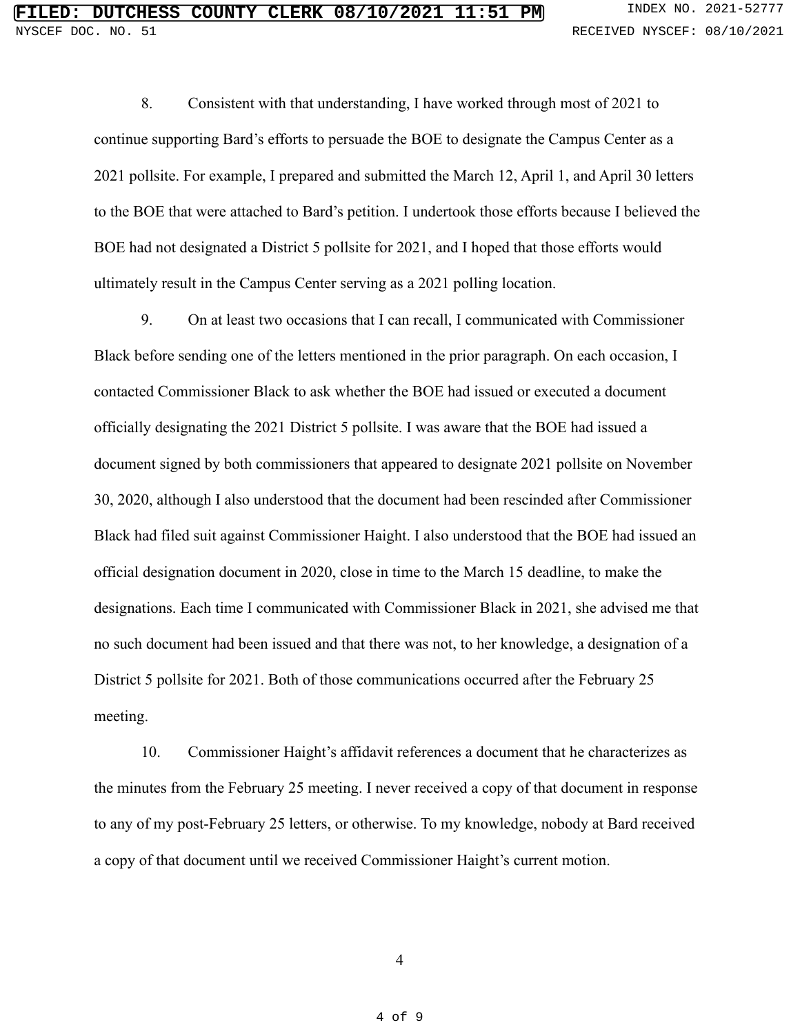8. Consistent with that understanding, I have worked through most of 2021 to continue supporting Bard's efforts to persuade the BOE to designate the Campus Center as a 2021 pollsite. For example, I prepared and submitted the March 12, April 1, and April 30 letters to the BOE that were attached to Bard's petition. I undertook those efforts because I believed the BOE had not designated a District 5 pollsite for 2021, and I hoped that those efforts would ultimately result in the Campus Center serving as a 2021 polling location.

9. On at least two occasions that I can recall, I communicated with Commissioner Black before sending one of the letters mentioned in the prior paragraph. On each occasion, I contacted Commissioner Black to ask whether the BOE had issued or executed a document officially designating the 2021 District 5 pollsite. I was aware that the BOE had issued a document signed by both commissioners that appeared to designate 2021 pollsite on November 30, 2020, although I also understood that the document had been rescinded after Commissioner Black had filed suit against Commissioner Haight. I also understood that the BOE had issued an official designation document in 2020, close in time to the March 15 deadline, to make the designations. Each time I communicated with Commissioner Black in 2021, she advised me that no such document had been issued and that there was not, to her knowledge, a designation of a District 5 pollsite for 2021. Both of those communications occurred after the February 25 meeting.

10. Commissioner Haight's affidavit references a document that he characterizes as the minutes from the February 25 meeting. I never received a copy of that document in response to any of my post-February 25 letters, or otherwise. To my knowledge, nobody at Bard received a copy of that document until we received Commissioner Haight's current motion.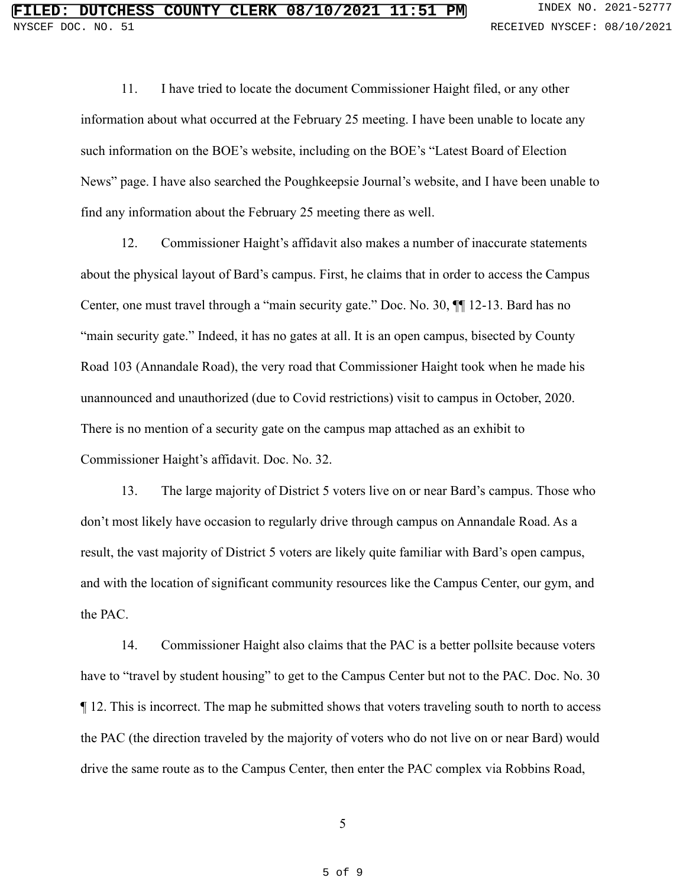11. I have tried to locate the document Commissioner Haight filed, or any other information about what occurred at the February 25 meeting. I have been unable to locate any such information on the BOE's website, including on the BOE's "Latest Board of Election News" page. I have also searched the Poughkeepsie Journal's website, and I have been unable to find any information about the February 25 meeting there as well.

12. Commissioner Haight's affidavit also makes a number of inaccurate statements about the physical layout of Bard's campus. First, he claims that in order to access the Campus Center, one must travel through a "main security gate." Doc. No. 30, ¶¶ 12-13. Bard has no "main security gate." Indeed, it has no gates at all. It is an open campus, bisected by County Road 103 (Annandale Road), the very road that Commissioner Haight took when he made his unannounced and unauthorized (due to Covid restrictions) visit to campus in October, 2020. There is no mention of a security gate on the campus map attached as an exhibit to Commissioner Haight's affidavit. Doc. No. 32.

13. The large majority of District 5 voters live on or near Bard's campus. Those who don't most likely have occasion to regularly drive through campus on Annandale Road. As a result, the vast majority of District 5 voters are likely quite familiar with Bard's open campus, and with the location of significant community resources like the Campus Center, our gym, and the PAC.

14. Commissioner Haight also claims that the PAC is a better pollsite because voters have to "travel by student housing" to get to the Campus Center but not to the PAC. Doc. No. 30 ¶ 12. This is incorrect. The map he submitted shows that voters traveling south to north to access the PAC (the direction traveled by the majority of voters who do not live on or near Bard) would drive the same route as to the Campus Center, then enter the PAC complex via Robbins Road,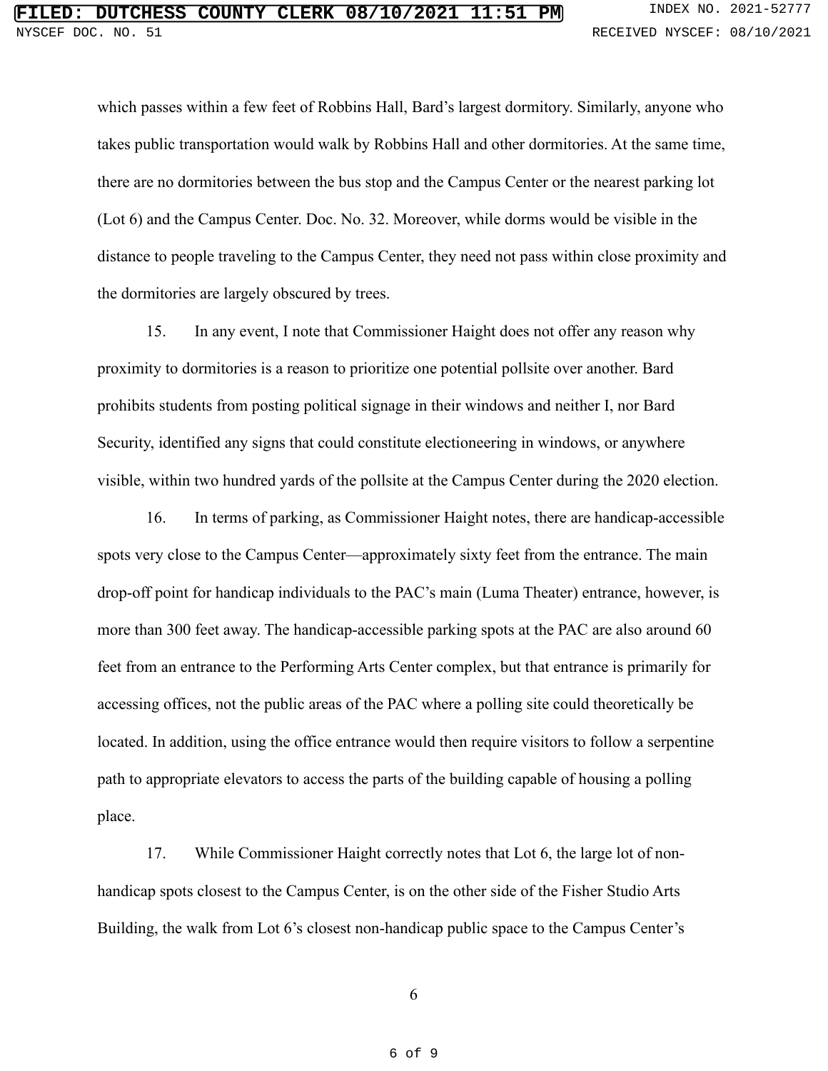which passes within a few feet of Robbins Hall, Bard's largest dormitory. Similarly, anyone who takes public transportation would walk by Robbins Hall and other dormitories. At the same time, there are no dormitories between the bus stop and the Campus Center or the nearest parking lot (Lot 6) and the Campus Center. Doc. No. 32. Moreover, while dorms would be visible in the distance to people traveling to the Campus Center, they need not pass within close proximity and the dormitories are largely obscured by trees.

15. In any event, I note that Commissioner Haight does not offer any reason why proximity to dormitories is a reason to prioritize one potential pollsite over another. Bard prohibits students from posting political signage in their windows and neither I, nor Bard Security, identified any signs that could constitute electioneering in windows, or anywhere visible, within two hundred yards of the pollsite at the Campus Center during the 2020 election.

16. In terms of parking, as Commissioner Haight notes, there are handicap-accessible spots very close to the Campus Center—approximately sixty feet from the entrance. The main drop-off point for handicap individuals to the PAC's main (Luma Theater) entrance, however, is more than 300 feet away. The handicap-accessible parking spots at the PAC are also around 60 feet from an entrance to the Performing Arts Center complex, but that entrance is primarily for accessing offices, not the public areas of the PAC where a polling site could theoretically be located. In addition, using the office entrance would then require visitors to follow a serpentine path to appropriate elevators to access the parts of the building capable of housing a polling place.

17. While Commissioner Haight correctly notes that Lot 6, the large lot of non-handicap spots closest to the Campus Center, is on the other side of the Fisher Studio Arts Building, the walk from Lot 6's closest non-handicap public space to the Campus Center's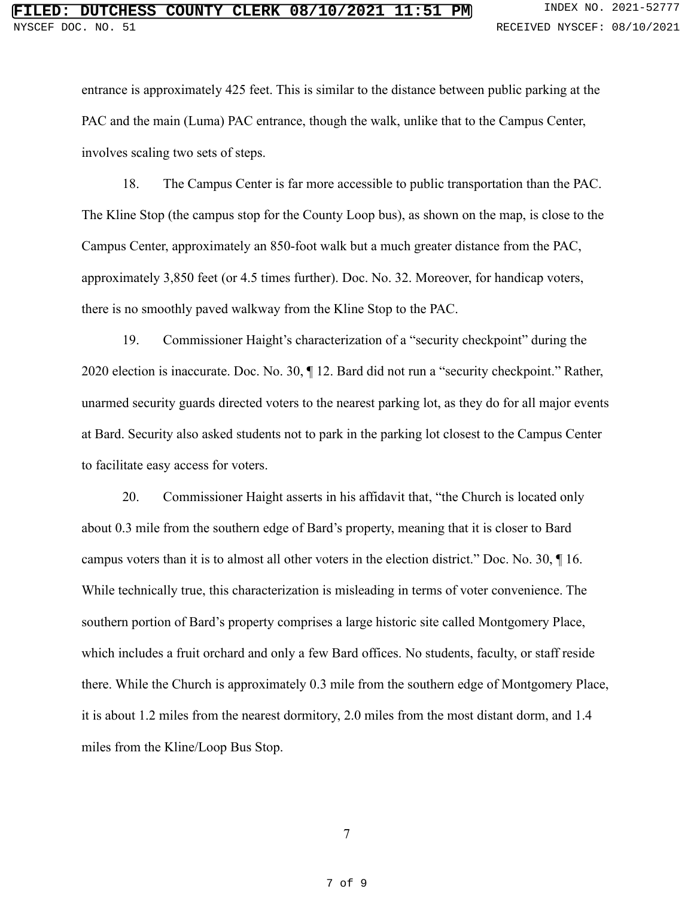entrance is approximately 425 feet. This is similar to the distance between public parking at the PAC and the main (Luma) PAC entrance, though the walk, unlike that to the Campus Center, involves scaling two sets of steps.

18. The Campus Center is far more accessible to public transportation than the PAC. The Kline Stop (the campus stop for the County Loop bus), as shown on the map, is close to the Campus Center, approximately an 850-foot walk but a much greater distance from the PAC, approximately 3,850 feet (or 4.5 times further). Doc. No. 32. Moreover, for handicap voters, there is no smoothly paved walkway from the Kline Stop to the PAC.

19. Commissioner Haight's characterization of a "security checkpoint" during the 2020 election is inaccurate. Doc. No. 30, ¶ 12. Bard did not run a "security checkpoint." Rather, unarmed security guards directed voters to the nearest parking lot, as they do for all major events at Bard. Security also asked students not to park in the parking lot closest to the Campus Center to facilitate easy access for voters.

20. Commissioner Haight asserts in his affidavit that, "the Church is located only about 0.3 mile from the southern edge of Bard's property, meaning that it is closer to Bard campus voters than it is to almost all other voters in the election district." Doc. No. 30, ¶ 16. While technically true, this characterization is misleading in terms of voter convenience. The southern portion of Bard's property comprises a large historic site called Montgomery Place, which includes a fruit orchard and only a few Bard offices. No students, faculty, or staff reside there. While the Church is approximately 0.3 mile from the southern edge of Montgomery Place, it is about 1.2 miles from the nearest dormitory, 2.0 miles from the most distant dorm, and 1.4 miles from the Kline/Loop Bus Stop.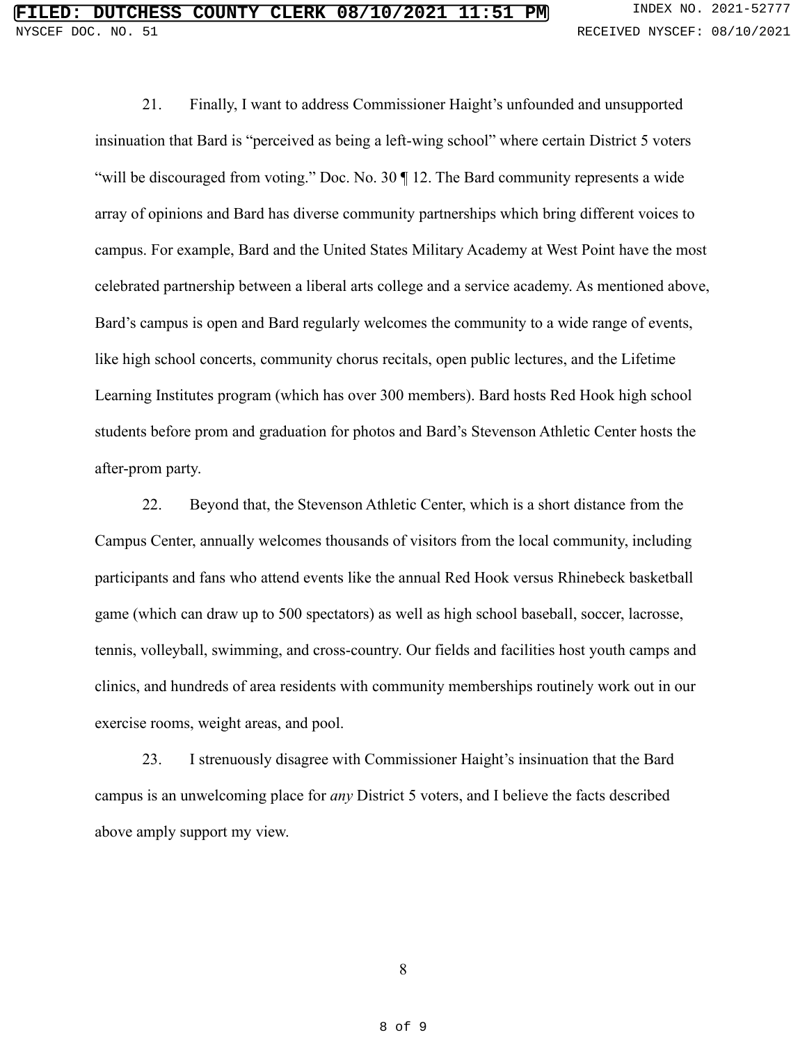21. Finally, I want to address Commissioner Haight's unfounded and unsupported insinuation that Bard is "perceived as being a left-wing school" where certain District 5 voters "will be discouraged from voting." Doc. No. 30 ¶ 12. The Bard community represents a wide array of opinions and Bard has diverse community partnerships which bring different voices to campus. For example, Bard and the United States Military Academy at West Point have the most celebrated partnership between a liberal arts college and a service academy. As mentioned above, Bard's campus is open and Bard regularly welcomes the community to a wide range of events, like high school concerts, community chorus recitals, open public lectures, and the Lifetime Learning Institutes program (which has over 300 members). Bard hosts Red Hook high school students before prom and graduation for photos and Bard's Stevenson Athletic Center hosts the after-prom party.

22. Beyond that, the Stevenson Athletic Center, which is a short distance from the Campus Center, annually welcomes thousands of visitors from the local community, including participants and fans who attend events like the annual Red Hook versus Rhinebeck basketball game (which can draw up to 500 spectators) as well as high school baseball, soccer, lacrosse, tennis, volleyball, swimming, and cross-country. Our fields and facilities host youth camps and clinics, and hundreds of area residents with community memberships routinely work out in our exercise rooms, weight areas, and pool.

23. I strenuously disagree with Commissioner Haight's insinuation that the Bard campus is an unwelcoming place for *any* District 5 voters, and I believe the facts described above amply support my view.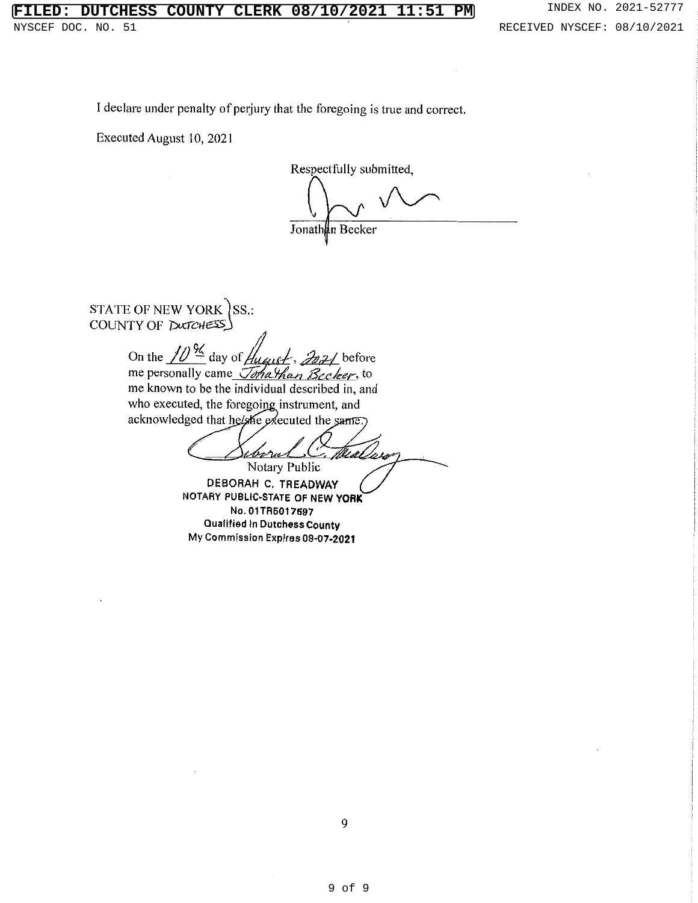I declare under penalty of perjury that the foregoing is true and correct.

Executed August 10, 2021

Respectfully submitted,

Jonathan Becker

STATE OF NEW YORK } SS.:
COUNTY OF DUTCHESS }

On the 10th day of August, 2021 before me personally came Jonathan Becker, to me known to be the individual described in, and who executed, the foregoing instrument, and acknowledged that he/she executed the same.

Notary Public

DEBORAH C. TREADWAY
NOTARY PUBLIC-STATE OF NEW YORK
No. 01TR5017597
Qualified in Dutchess County
My Commission Expires 09-07-2021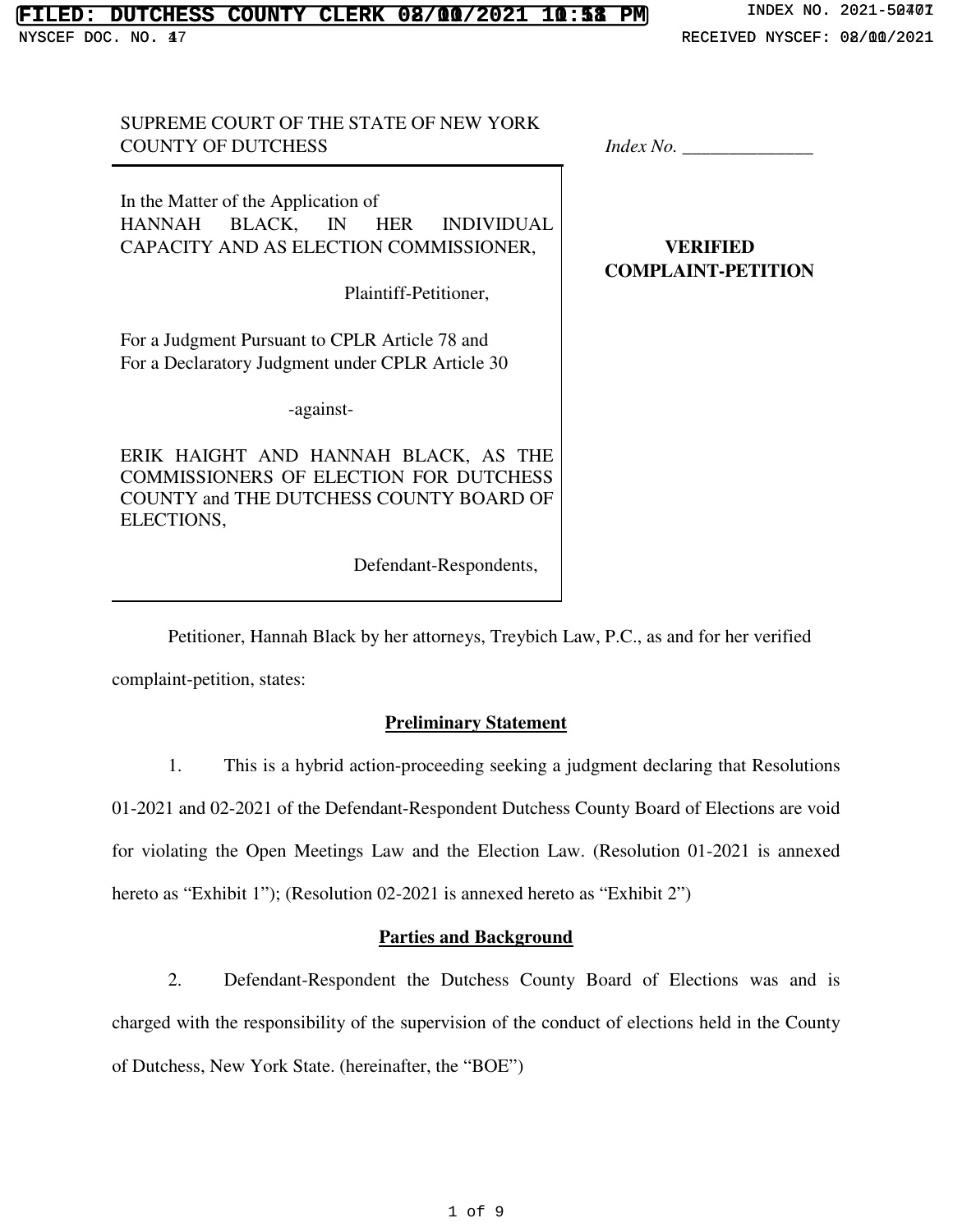SUPREME COURT OF THE STATE OF NEW YORK
COUNTY OF DUTCHESS

*Index No.* ______________

In the Matter of the Application of
HANNAH BLACK, IN HER INDIVIDUAL CAPACITY AND AS ELECTION COMMISSIONER,

Plaintiff-Petitioner,

For a Judgment Pursuant to CPLR Article 78 and
For a Declaratory Judgment under CPLR Article 30

-against-

ERIK HAIGHT AND HANNAH BLACK, AS THE COMMISSIONERS OF ELECTION FOR DUTCHESS COUNTY and THE DUTCHESS COUNTY BOARD OF ELECTIONS,

Defendant-Respondents,

**VERIFIED COMPLAINT-PETITION**

Petitioner, Hannah Black by her attorneys, Treybich Law, P.C., as and for her verified complaint-petition, states:

## Preliminary Statement

1. This is a hybrid action-proceeding seeking a judgment declaring that Resolutions 01-2021 and 02-2021 of the Defendant-Respondent Dutchess County Board of Elections are void for violating the Open Meetings Law and the Election Law. (Resolution 01-2021 is annexed hereto as "Exhibit 1"); (Resolution 02-2021 is annexed hereto as "Exhibit 2")

## Parties and Background

2. Defendant-Respondent the Dutchess County Board of Elections was and is charged with the responsibility of the supervision of the conduct of elections held in the County of Dutchess, New York State. (hereinafter, the "BOE")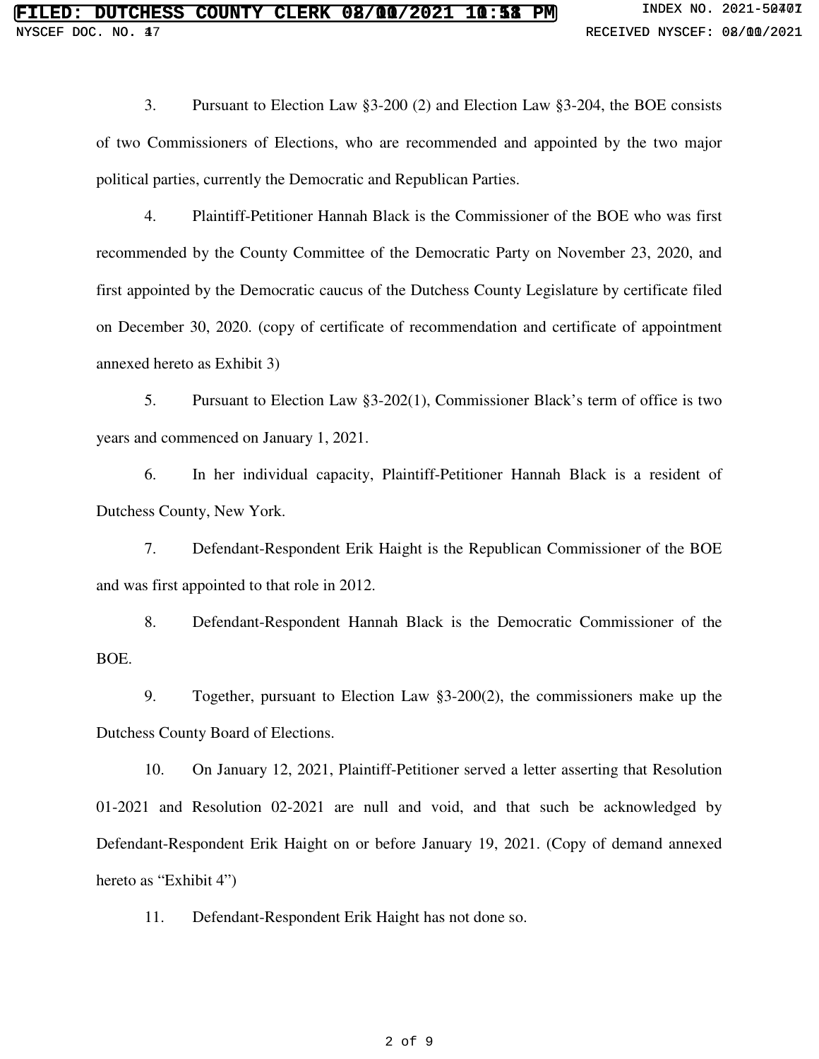3. Pursuant to Election Law §3-200 (2) and Election Law §3-204, the BOE consists of two Commissioners of Elections, who are recommended and appointed by the two major political parties, currently the Democratic and Republican Parties.

4. Plaintiff-Petitioner Hannah Black is the Commissioner of the BOE who was first recommended by the County Committee of the Democratic Party on November 23, 2020, and first appointed by the Democratic caucus of the Dutchess County Legislature by certificate filed on December 30, 2020. (copy of certificate of recommendation and certificate of appointment annexed hereto as Exhibit 3)

5. Pursuant to Election Law §3-202(1), Commissioner Black's term of office is two years and commenced on January 1, 2021.

6. In her individual capacity, Plaintiff-Petitioner Hannah Black is a resident of Dutchess County, New York.

7. Defendant-Respondent Erik Haight is the Republican Commissioner of the BOE and was first appointed to that role in 2012.

8. Defendant-Respondent Hannah Black is the Democratic Commissioner of the BOE.

9. Together, pursuant to Election Law §3-200(2), the commissioners make up the Dutchess County Board of Elections.

10. On January 12, 2021, Plaintiff-Petitioner served a letter asserting that Resolution 01-2021 and Resolution 02-2021 are null and void, and that such be acknowledged by Defendant-Respondent Erik Haight on or before January 19, 2021. (Copy of demand annexed hereto as "Exhibit 4")

11. Defendant-Respondent Erik Haight has not done so.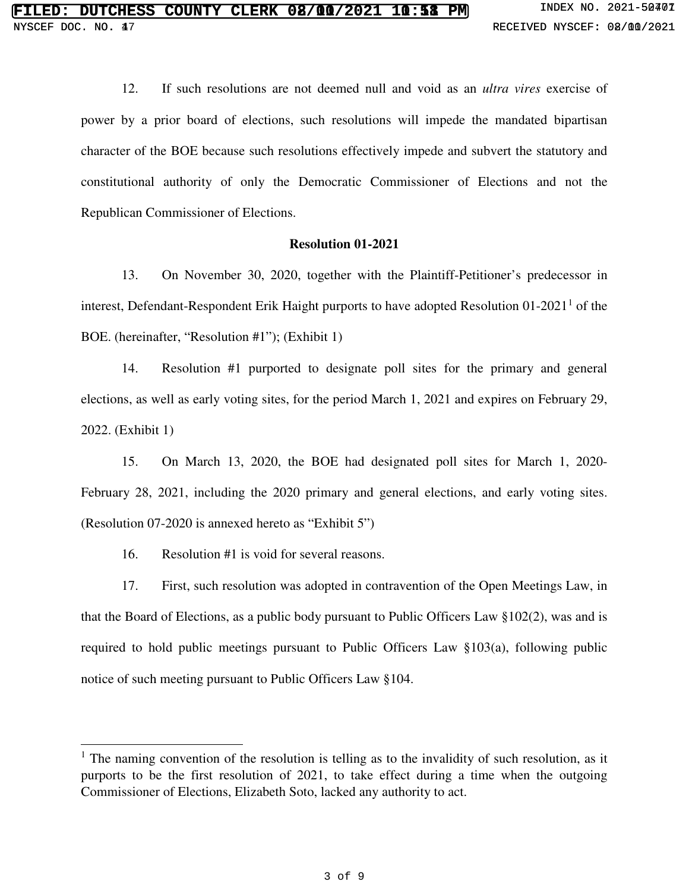12. If such resolutions are not deemed null and void as an *ultra vires* exercise of power by a prior board of elections, such resolutions will impede the mandated bipartisan character of the BOE because such resolutions effectively impede and subvert the statutory and constitutional authority of only the Democratic Commissioner of Elections and not the Republican Commissioner of Elections.

**Resolution 01-2021**

13. On November 30, 2020, together with the Plaintiff-Petitioner's predecessor in interest, Defendant-Respondent Erik Haight purports to have adopted Resolution 01-2021[1] of the BOE. (hereinafter, "Resolution #1"); (Exhibit 1)

14. Resolution #1 purported to designate poll sites for the primary and general elections, as well as early voting sites, for the period March 1, 2021 and expires on February 29, 2022. (Exhibit 1)

15. On March 13, 2020, the BOE had designated poll sites for March 1, 2020-February 28, 2021, including the 2020 primary and general elections, and early voting sites. (Resolution 07-2020 is annexed hereto as "Exhibit 5")

16. Resolution #1 is void for several reasons.

17. First, such resolution was adopted in contravention of the Open Meetings Law, in that the Board of Elections, as a public body pursuant to Public Officers Law §102(2), was and is required to hold public meetings pursuant to Public Officers Law §103(a), following public notice of such meeting pursuant to Public Officers Law §104.

---

[1] The naming convention of the resolution is telling as to the invalidity of such resolution, as it purports to be the first resolution of 2021, to take effect during a time when the outgoing Commissioner of Elections, Elizabeth Soto, lacked any authority to act.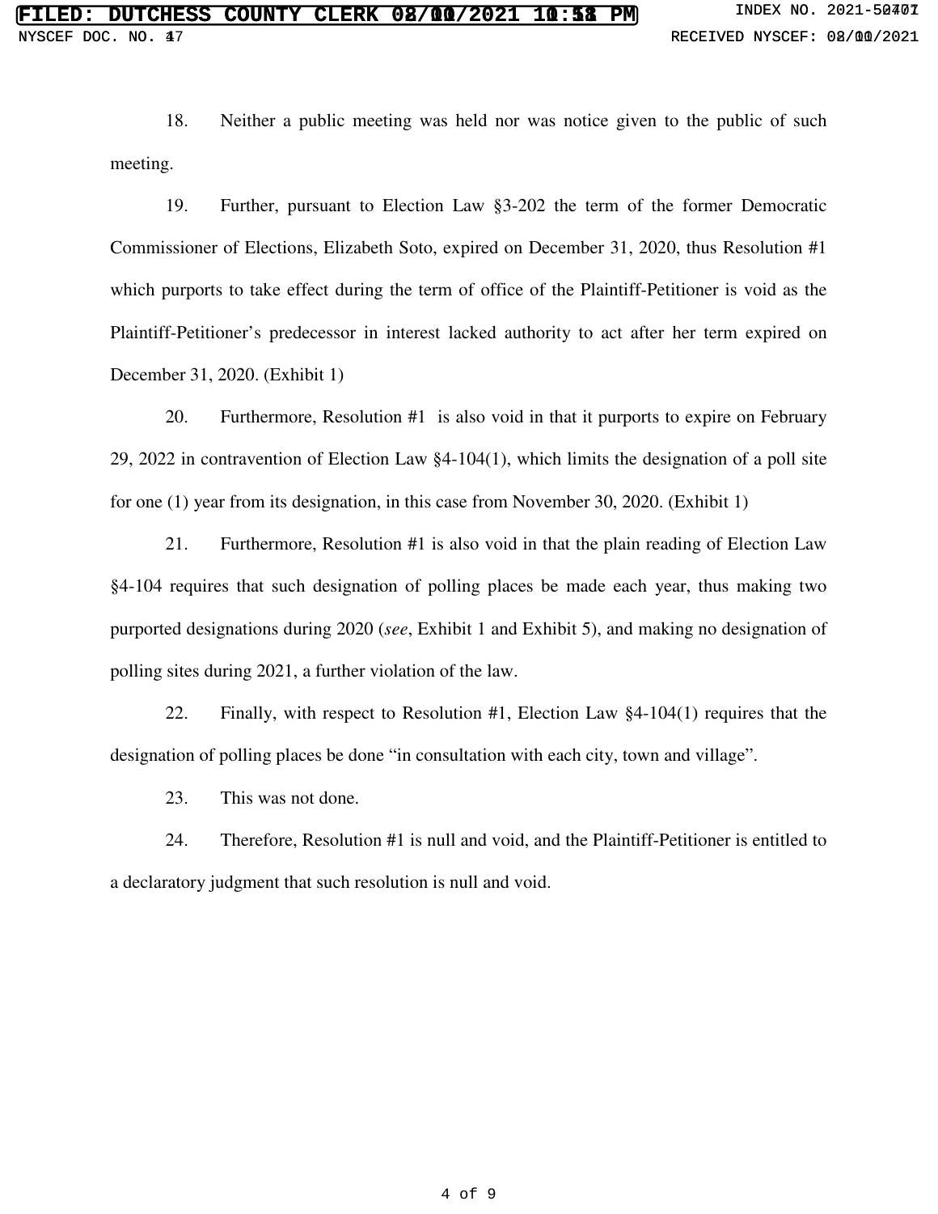18. Neither a public meeting was held nor was notice given to the public of such meeting.

19. Further, pursuant to Election Law §3-202 the term of the former Democratic Commissioner of Elections, Elizabeth Soto, expired on December 31, 2020, thus Resolution #1 which purports to take effect during the term of office of the Plaintiff-Petitioner is void as the Plaintiff-Petitioner's predecessor in interest lacked authority to act after her term expired on December 31, 2020. (Exhibit 1)

20. Furthermore, Resolution #1 is also void in that it purports to expire on February 29, 2022 in contravention of Election Law §4-104(1), which limits the designation of a poll site for one (1) year from its designation, in this case from November 30, 2020. (Exhibit 1)

21. Furthermore, Resolution #1 is also void in that the plain reading of Election Law §4-104 requires that such designation of polling places be made each year, thus making two purported designations during 2020 (*see*, Exhibit 1 and Exhibit 5), and making no designation of polling sites during 2021, a further violation of the law.

22. Finally, with respect to Resolution #1, Election Law §4-104(1) requires that the designation of polling places be done "in consultation with each city, town and village".

23. This was not done.

24. Therefore, Resolution #1 is null and void, and the Plaintiff-Petitioner is entitled to a declaratory judgment that such resolution is null and void.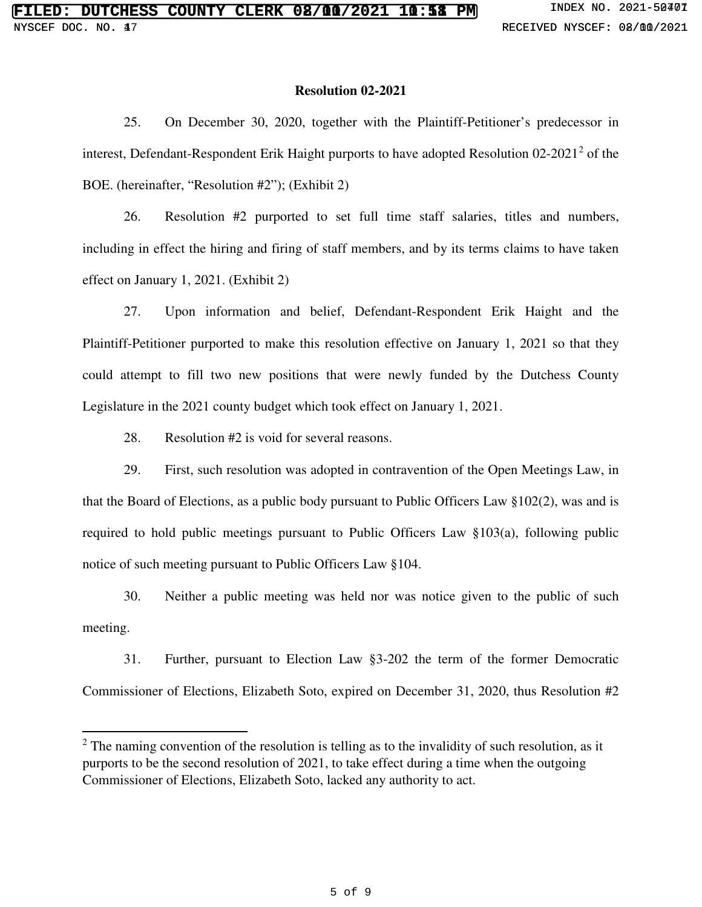**Resolution 02-2021**

25. On December 30, 2020, together with the Plaintiff-Petitioner's predecessor in interest, Defendant-Respondent Erik Haight purports to have adopted Resolution 02-2021[2] of the BOE. (hereinafter, "Resolution #2"); (Exhibit 2)

26. Resolution #2 purported to set full time staff salaries, titles and numbers, including in effect the hiring and firing of staff members, and by its terms claims to have taken effect on January 1, 2021. (Exhibit 2)

27. Upon information and belief, Defendant-Respondent Erik Haight and the Plaintiff-Petitioner purported to make this resolution effective on January 1, 2021 so that they could attempt to fill two new positions that were newly funded by the Dutchess County Legislature in the 2021 county budget which took effect on January 1, 2021.

28. Resolution #2 is void for several reasons.

29. First, such resolution was adopted in contravention of the Open Meetings Law, in that the Board of Elections, as a public body pursuant to Public Officers Law §102(2), was and is required to hold public meetings pursuant to Public Officers Law §103(a), following public notice of such meeting pursuant to Public Officers Law §104.

30. Neither a public meeting was held nor was notice given to the public of such meeting.

31. Further, pursuant to Election Law §3-202 the term of the former Democratic Commissioner of Elections, Elizabeth Soto, expired on December 31, 2020, thus Resolution #2

[2] The naming convention of the resolution is telling as to the invalidity of such resolution, as it purports to be the second resolution of 2021, to take effect during a time when the outgoing Commissioner of Elections, Elizabeth Soto, lacked any authority to act.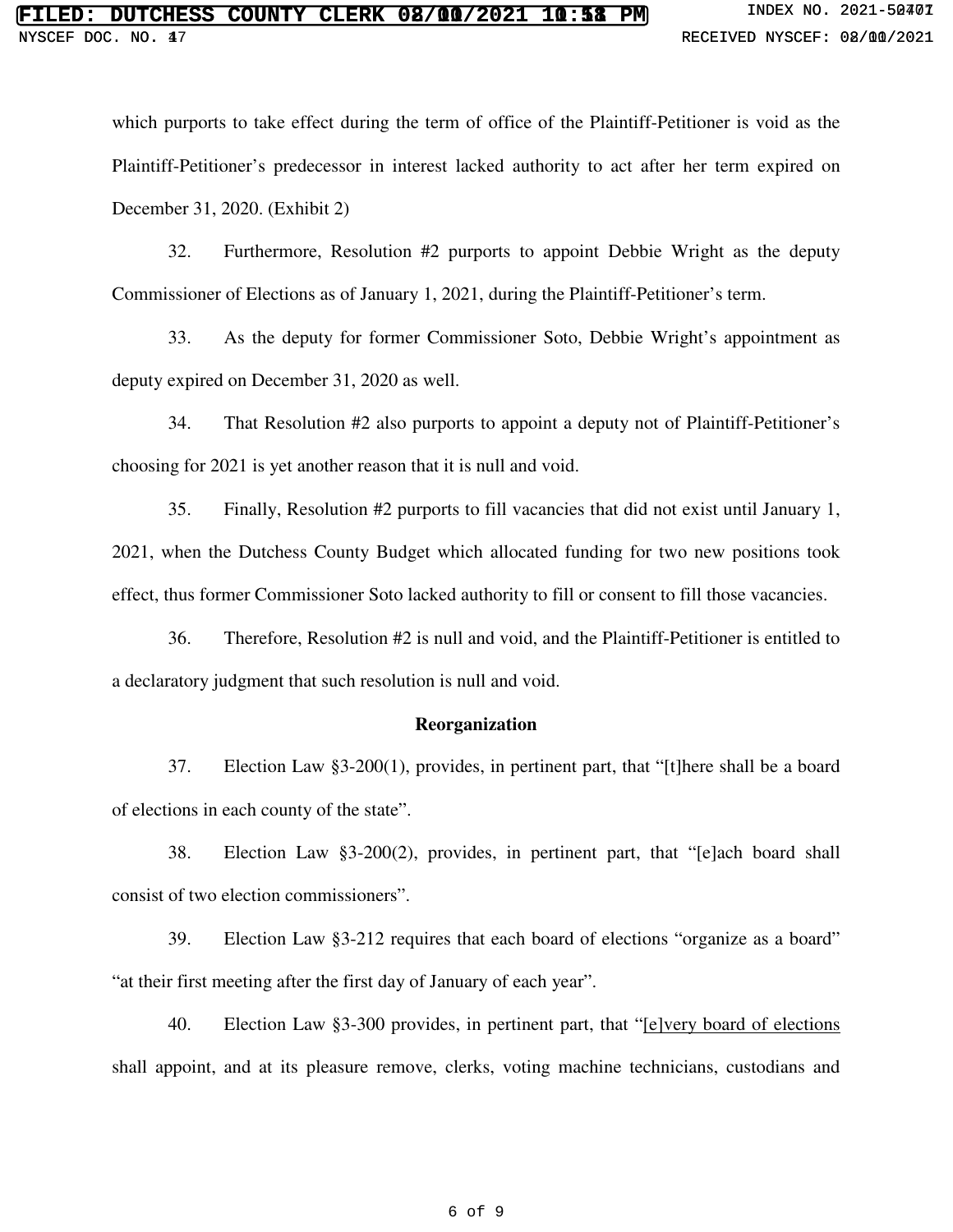which purports to take effect during the term of office of the Plaintiff-Petitioner is void as the Plaintiff-Petitioner's predecessor in interest lacked authority to act after her term expired on December 31, 2020. (Exhibit 2)

32. Furthermore, Resolution #2 purports to appoint Debbie Wright as the deputy Commissioner of Elections as of January 1, 2021, during the Plaintiff-Petitioner's term.

33. As the deputy for former Commissioner Soto, Debbie Wright's appointment as deputy expired on December 31, 2020 as well.

34. That Resolution #2 also purports to appoint a deputy not of Plaintiff-Petitioner's choosing for 2021 is yet another reason that it is null and void.

35. Finally, Resolution #2 purports to fill vacancies that did not exist until January 1, 2021, when the Dutchess County Budget which allocated funding for two new positions took effect, thus former Commissioner Soto lacked authority to fill or consent to fill those vacancies.

36. Therefore, Resolution #2 is null and void, and the Plaintiff-Petitioner is entitled to a declaratory judgment that such resolution is null and void.

**Reorganization**

37. Election Law §3-200(1), provides, in pertinent part, that "[t]here shall be a board of elections in each county of the state".

38. Election Law §3-200(2), provides, in pertinent part, that "[e]ach board shall consist of two election commissioners".

39. Election Law §3-212 requires that each board of elections "organize as a board" "at their first meeting after the first day of January of each year".

40. Election Law §3-300 provides, in pertinent part, that "<u>[e]very board of elections</u> shall appoint, and at its pleasure remove, clerks, voting machine technicians, custodians and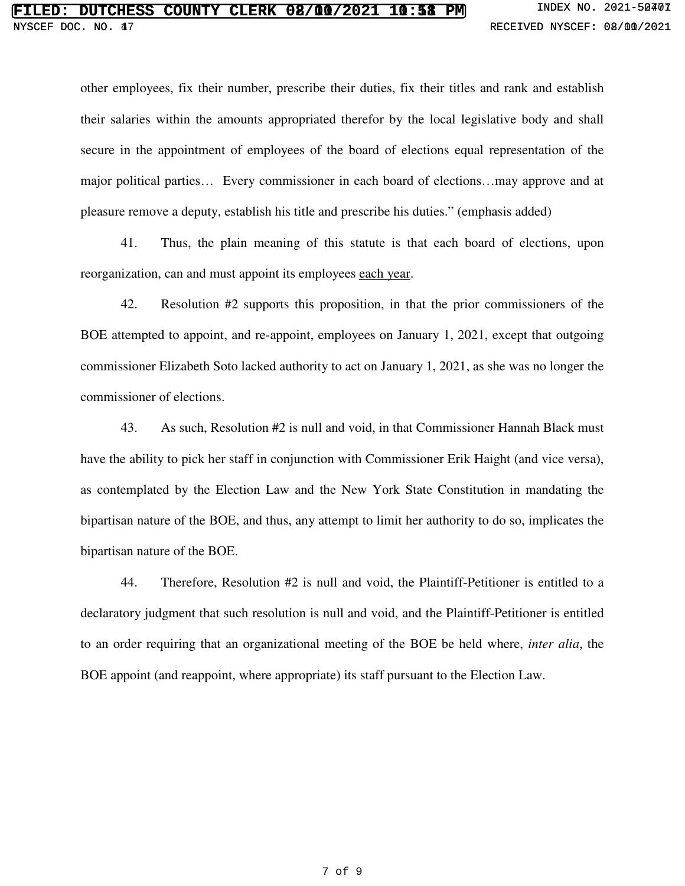other employees, fix their number, prescribe their duties, fix their titles and rank and establish their salaries within the amounts appropriated therefor by the local legislative body and shall secure in the appointment of employees of the board of elections equal representation of the major political parties… Every commissioner in each board of elections…may approve and at pleasure remove a deputy, establish his title and prescribe his duties." (emphasis added)

41. Thus, the plain meaning of this statute is that each board of elections, upon reorganization, can and must appoint its employees each year.

42. Resolution #2 supports this proposition, in that the prior commissioners of the BOE attempted to appoint, and re-appoint, employees on January 1, 2021, except that outgoing commissioner Elizabeth Soto lacked authority to act on January 1, 2021, as she was no longer the commissioner of elections.

43. As such, Resolution #2 is null and void, in that Commissioner Hannah Black must have the ability to pick her staff in conjunction with Commissioner Erik Haight (and vice versa), as contemplated by the Election Law and the New York State Constitution in mandating the bipartisan nature of the BOE, and thus, any attempt to limit her authority to do so, implicates the bipartisan nature of the BOE.

44. Therefore, Resolution #2 is null and void, the Plaintiff-Petitioner is entitled to a declaratory judgment that such resolution is null and void, and the Plaintiff-Petitioner is entitled to an order requiring that an organizational meeting of the BOE be held where, *inter alia*, the BOE appoint (and reappoint, where appropriate) its staff pursuant to the Election Law.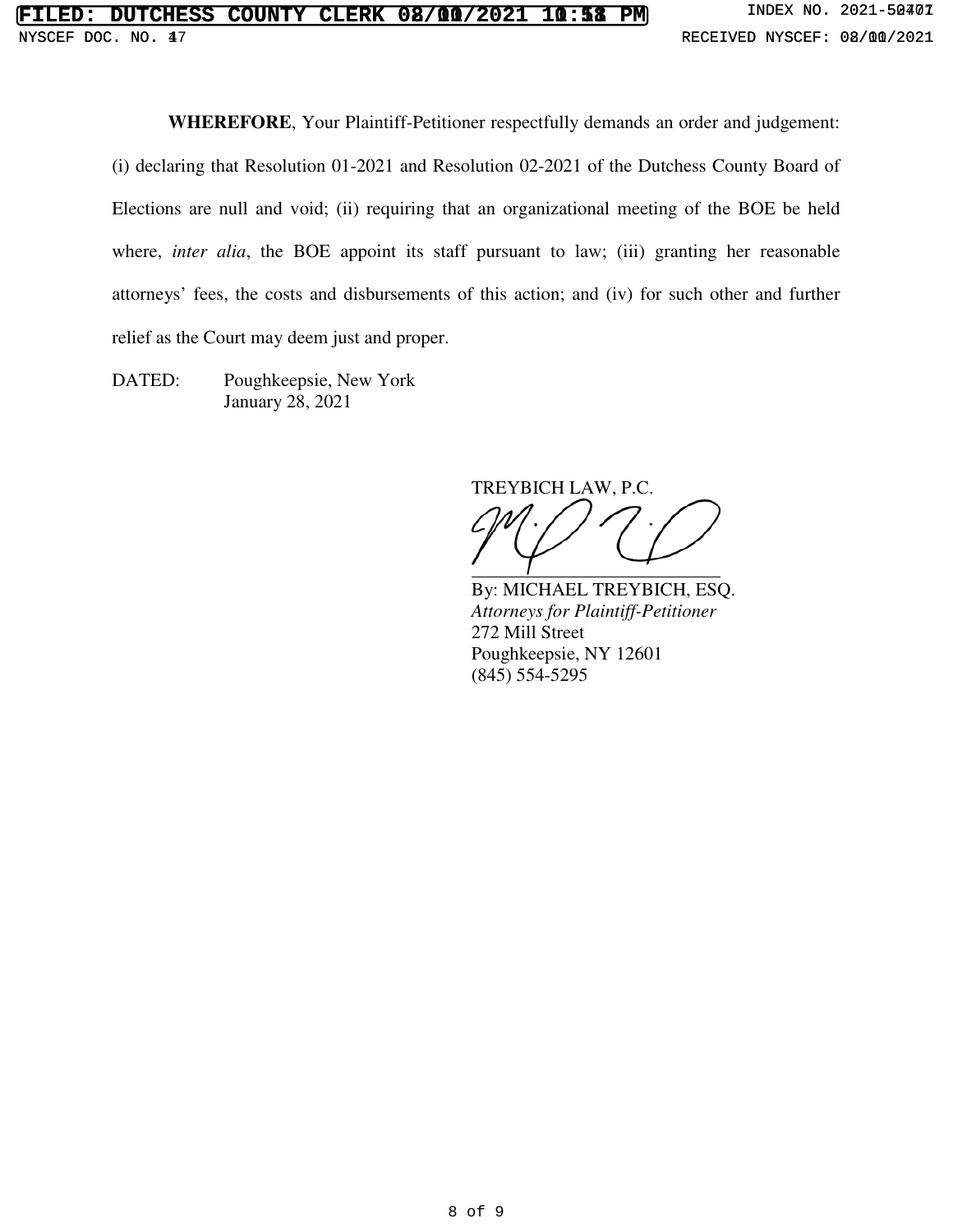**WHEREFORE**, Your Plaintiff-Petitioner respectfully demands an order and judgement: (i) declaring that Resolution 01-2021 and Resolution 02-2021 of the Dutchess County Board of Elections are null and void; (ii) requiring that an organizational meeting of the BOE be held where, *inter alia*, the BOE appoint its staff pursuant to law; (iii) granting her reasonable attorneys' fees, the costs and disbursements of this action; and (iv) for such other and further relief as the Court may deem just and proper.

DATED: Poughkeepsie, New York
January 28, 2021

TREYBICH LAW, P.C.

By: MICHAEL TREYBICH, ESQ.
*Attorneys for Plaintiff-Petitioner*
272 Mill Street
Poughkeepsie, NY 12601
(845) 554-5295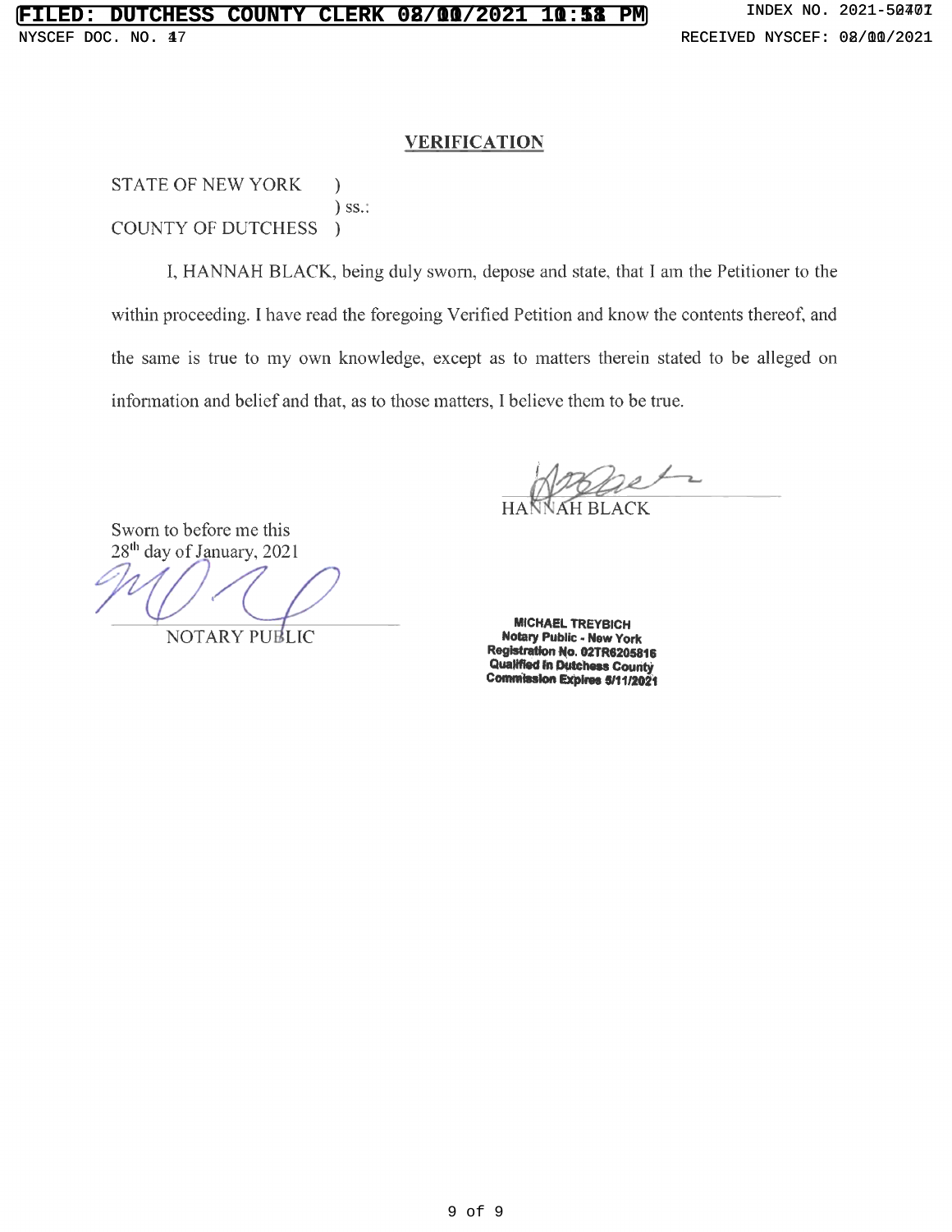## VERIFICATION

STATE OF NEW YORK )
) ss.:
COUNTY OF DUTCHESS )

I, HANNAH BLACK, being duly sworn, depose and state, that I am the Petitioner to the within proceeding. I have read the foregoing Verified Petition and know the contents thereof, and the same is true to my own knowledge, except as to matters therein stated to be alleged on information and belief and that, as to those matters, I believe them to be true.

HANNAH BLACK

Sworn to before me this
28th day of January, 2021

NOTARY PUBLIC

**MICHAEL TREYBICH**
**Notary Public - New York**
**Registration No. 02TR6205816**
**Qualified in Dutchess County**
**Commission Expires 5/11/2021**